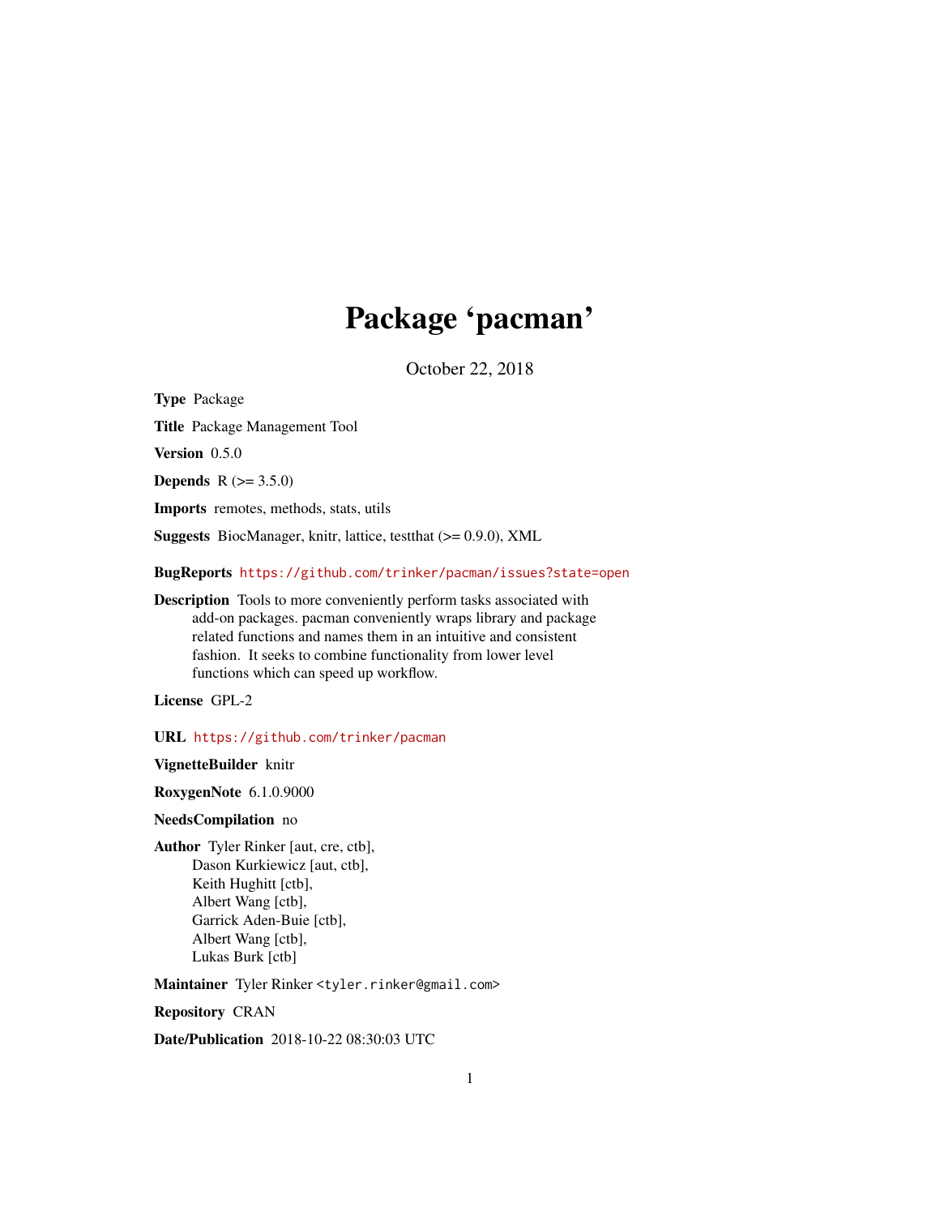# Package 'pacman'

October 22, 2018

**Type** Package

**Title** Package Management Tool

**Version** 0.5.0

**Depends** R (>= 3.5.0)

**Imports** remotes, methods, stats, utils

**Suggests** BiocManager, knitr, lattice, testthat (>= 0.9.0), XML

**BugReports** https://github.com/trinker/pacman/issues?state=open

**Description** Tools to more conveniently perform tasks associated with add-on packages. pacman conveniently wraps library and package related functions and names them in an intuitive and consistent fashion. It seeks to combine functionality from lower level functions which can speed up workflow.

**License** GPL-2

**URL** https://github.com/trinker/pacman

**VignetteBuilder** knitr

**RoxygenNote** 6.1.0.9000

**NeedsCompilation** no

**Author** Tyler Rinker [aut, cre, ctb],
Dason Kurkiewicz [aut, ctb],
Keith Hughitt [ctb],
Albert Wang [ctb],
Garrick Aden-Buie [ctb],
Albert Wang [ctb],
Lukas Burk [ctb]

**Maintainer** Tyler Rinker <tyler.rinker@gmail.com>

**Repository** CRAN

**Date/Publication** 2018-10-22 08:30:03 UTC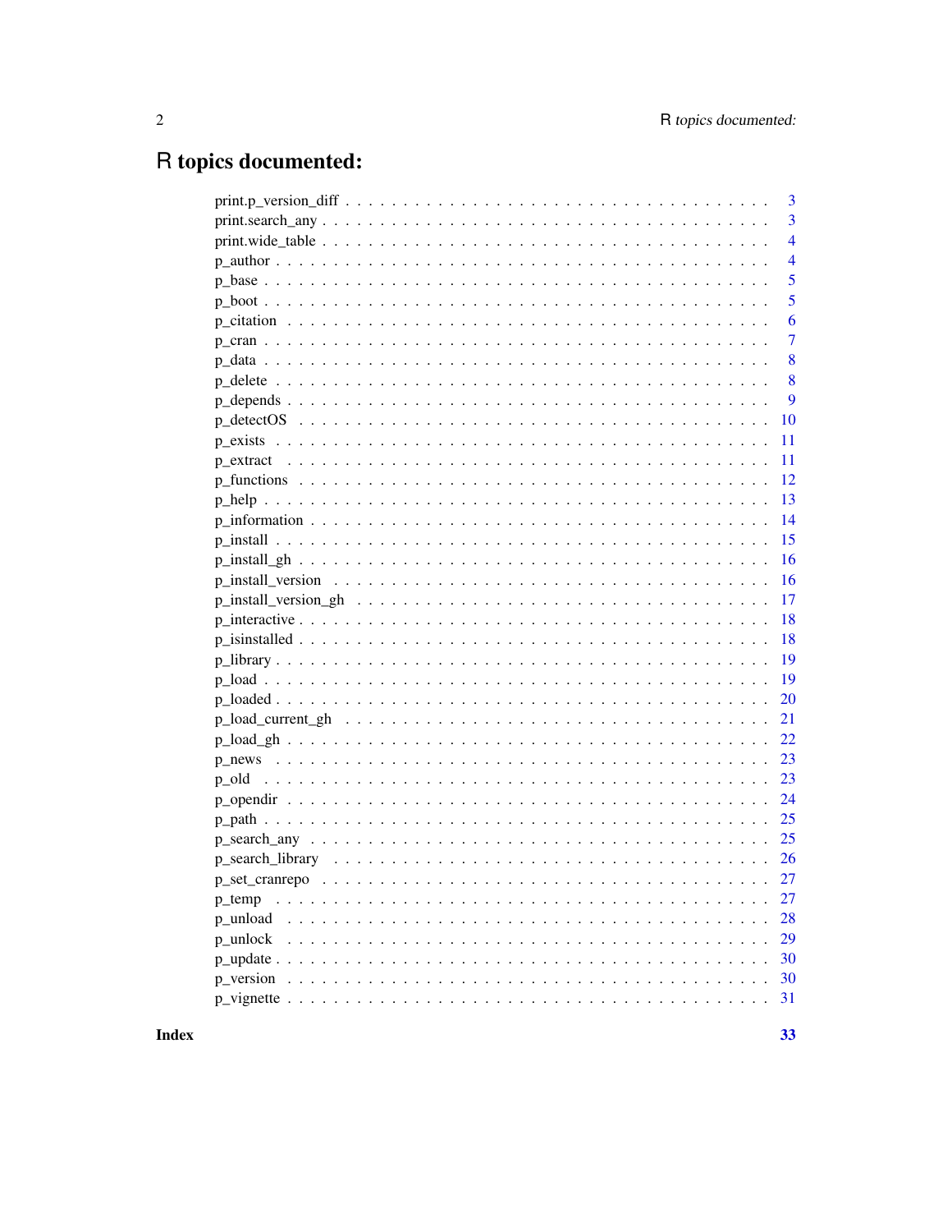# R topics documented:

| | |
|---|---|
| print.p_version_diff | 3 |
| print.search_any | 3 |
| print.wide_table | 4 |
| p_author | 4 |
| p_base | 5 |
| p_boot | 5 |
| p_citation | 6 |
| p_cran | 7 |
| p_data | 8 |
| p_delete | 8 |
| p_depends | 9 |
| p_detectOS | 10 |
| p_exists | 11 |
| p_extract | 11 |
| p_functions | 12 |
| p_help | 13 |
| p_information | 14 |
| p_install | 15 |
| p_install_gh | 16 |
| p_install_version | 16 |
| p_install_version_gh | 17 |
| p_interactive | 18 |
| p_isinstalled | 18 |
| p_library | 19 |
| p_load | 19 |
| p_loaded | 20 |
| p_load_current_gh | 21 |
| p_load_gh | 22 |
| p_news | 23 |
| p_old | 23 |
| p_opendir | 24 |
| p_path | 25 |
| p_search_any | 25 |
| p_search_library | 26 |
| p_set_cranrepo | 27 |
| p_temp | 27 |
| p_unload | 28 |
| p_unlock | 29 |
| p_update | 30 |
| p_version | 30 |
| p_vignette | 31 |

**Index** **33**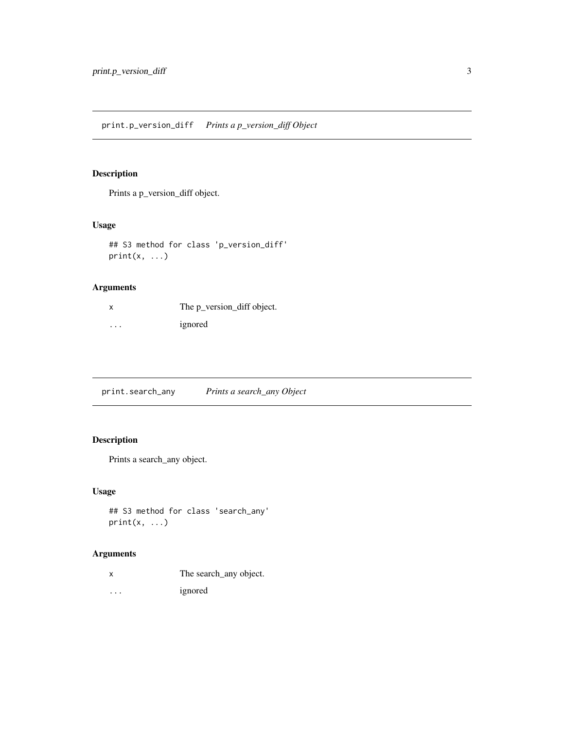## print.p_version_diff *Prints a p_version_diff Object*

### Description

Prints a p_version_diff object.

### Usage

```
## S3 method for class 'p_version_diff'
print(x, ...)
```

### Arguments

| | |
|---|---|
| x | The p_version_diff object. |
| ... | ignored |

## print.search_any *Prints a search_any Object*

### Description

Prints a search_any object.

### Usage

```
## S3 method for class 'search_any'
print(x, ...)
```

### Arguments

| | |
|---|---|
| x | The search_any object. |
| ... | ignored |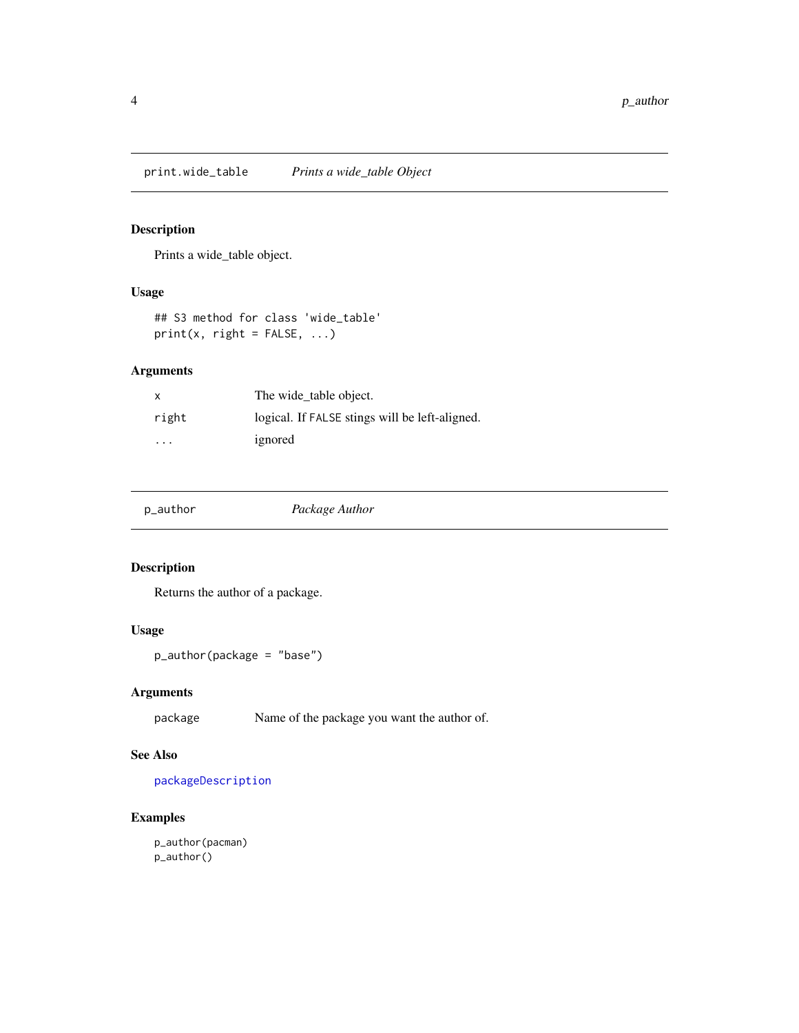## print.wide_table — *Prints a wide_table Object*

### Description

Prints a wide_table object.

### Usage

```
## S3 method for class 'wide_table'
print(x, right = FALSE, ...)
```

### Arguments

| | |
|---|---|
| `x` | The wide_table object. |
| `right` | logical. If `FALSE` stings will be left-aligned. |
| `...` | ignored |

## p_author — *Package Author*

### Description

Returns the author of a package.

### Usage

```
p_author(package = "base")
```

### Arguments

| | |
|---|---|
| `package` | Name of the package you want the author of. |

### See Also

`packageDescription`

### Examples

```
p_author(pacman)
p_author()
```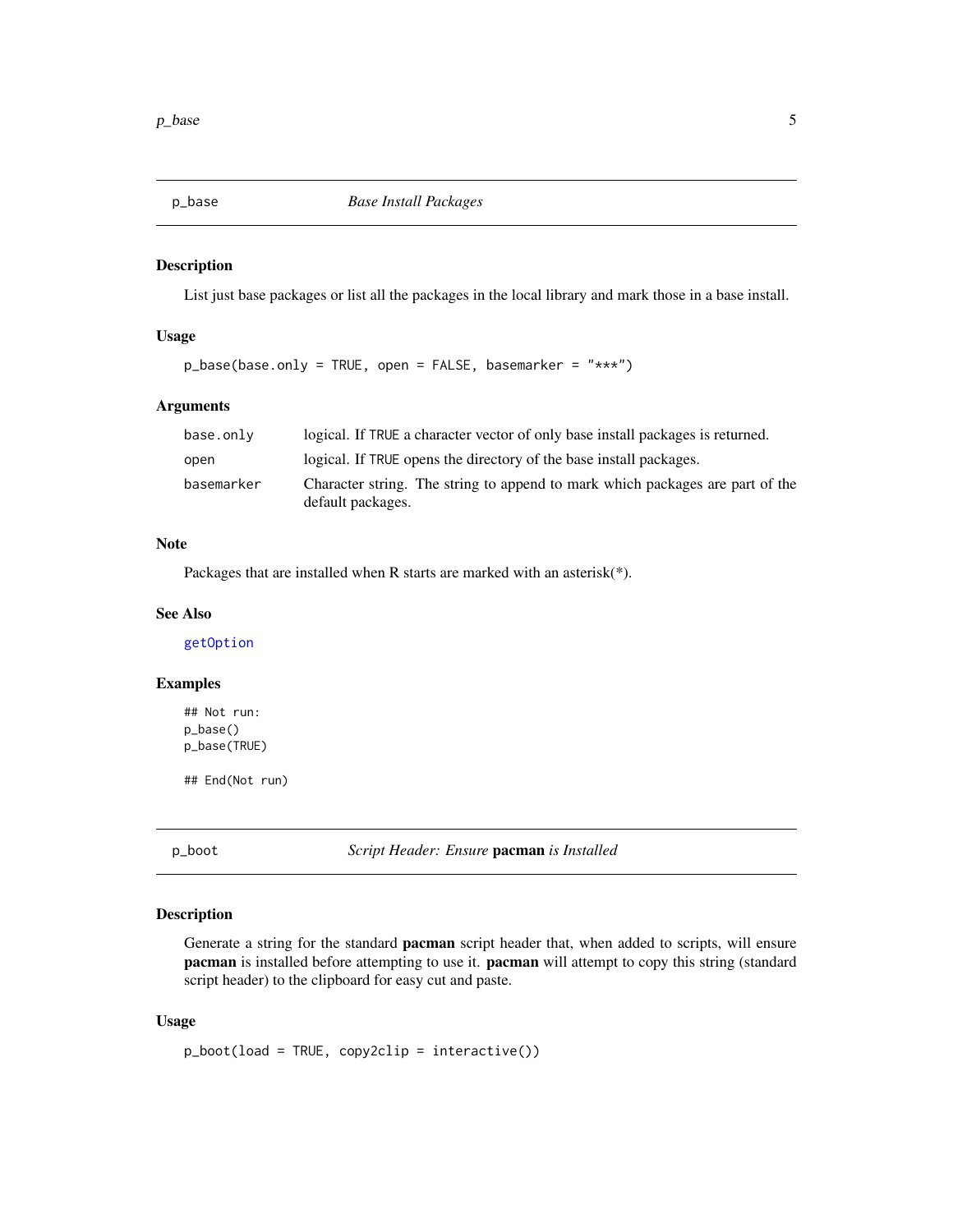## p_base *Base Install Packages*

### Description

List just base packages or list all the packages in the local library and mark those in a base install.

### Usage

```
p_base(base.only = TRUE, open = FALSE, basemarker = "***")
```

### Arguments

| | |
|---|---|
| `base.only` | logical. If `TRUE` a character vector of only base install packages is returned. |
| `open` | logical. If `TRUE` opens the directory of the base install packages. |
| `basemarker` | Character string. The string to append to mark which packages are part of the default packages. |

### Note

Packages that are installed when R starts are marked with an asterisk(*).

### See Also

`getOption`

### Examples

```
## Not run:
p_base()
p_base(TRUE)

## End(Not run)
```

## p_boot *Script Header: Ensure* **pacman** *is Installed*

### Description

Generate a string for the standard **pacman** script header that, when added to scripts, will ensure **pacman** is installed before attempting to use it. **pacman** will attempt to copy this string (standard script header) to the clipboard for easy cut and paste.

### Usage

```
p_boot(load = TRUE, copy2clip = interactive())
```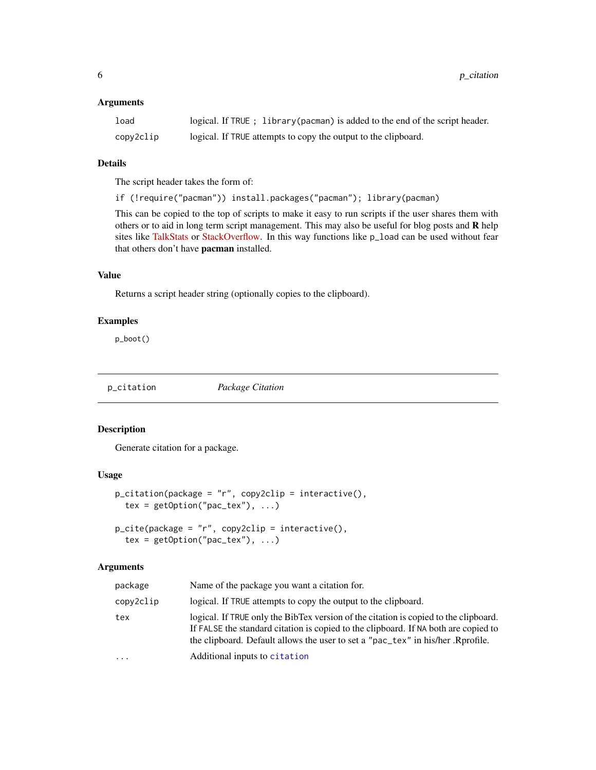### Arguments

| | |
|---|---|
| load | logical. If TRUE ; library(pacman) is added to the end of the script header. |
| copy2clip | logical. If TRUE attempts to copy the output to the clipboard. |

### Details

The script header takes the form of:

```
if (!require("pacman")) install.packages("pacman"); library(pacman)
```

This can be copied to the top of scripts to make it easy to run scripts if the user shares them with others or to aid in long term script management. This may also be useful for blog posts and **R** help sites like TalkStats or StackOverflow. In this way functions like p_load can be used without fear that others don't have **pacman** installed.

### Value

Returns a script header string (optionally copies to the clipboard).

### Examples

```
p_boot()
```

---

## p_citation *Package Citation*

---

### Description

Generate citation for a package.

### Usage

```
p_citation(package = "r", copy2clip = interactive(),
  tex = getOption("pac_tex"), ...)

p_cite(package = "r", copy2clip = interactive(),
  tex = getOption("pac_tex"), ...)
```

### Arguments

| | |
|---|---|
| package | Name of the package you want a citation for. |
| copy2clip | logical. If TRUE attempts to copy the output to the clipboard. |
| tex | logical. If TRUE only the BibTex version of the citation is copied to the clipboard. If FALSE the standard citation is copied to the clipboard. If NA both are copied to the clipboard. Default allows the user to set a "pac_tex" in his/her .Rprofile. |
| ... | Additional inputs to citation |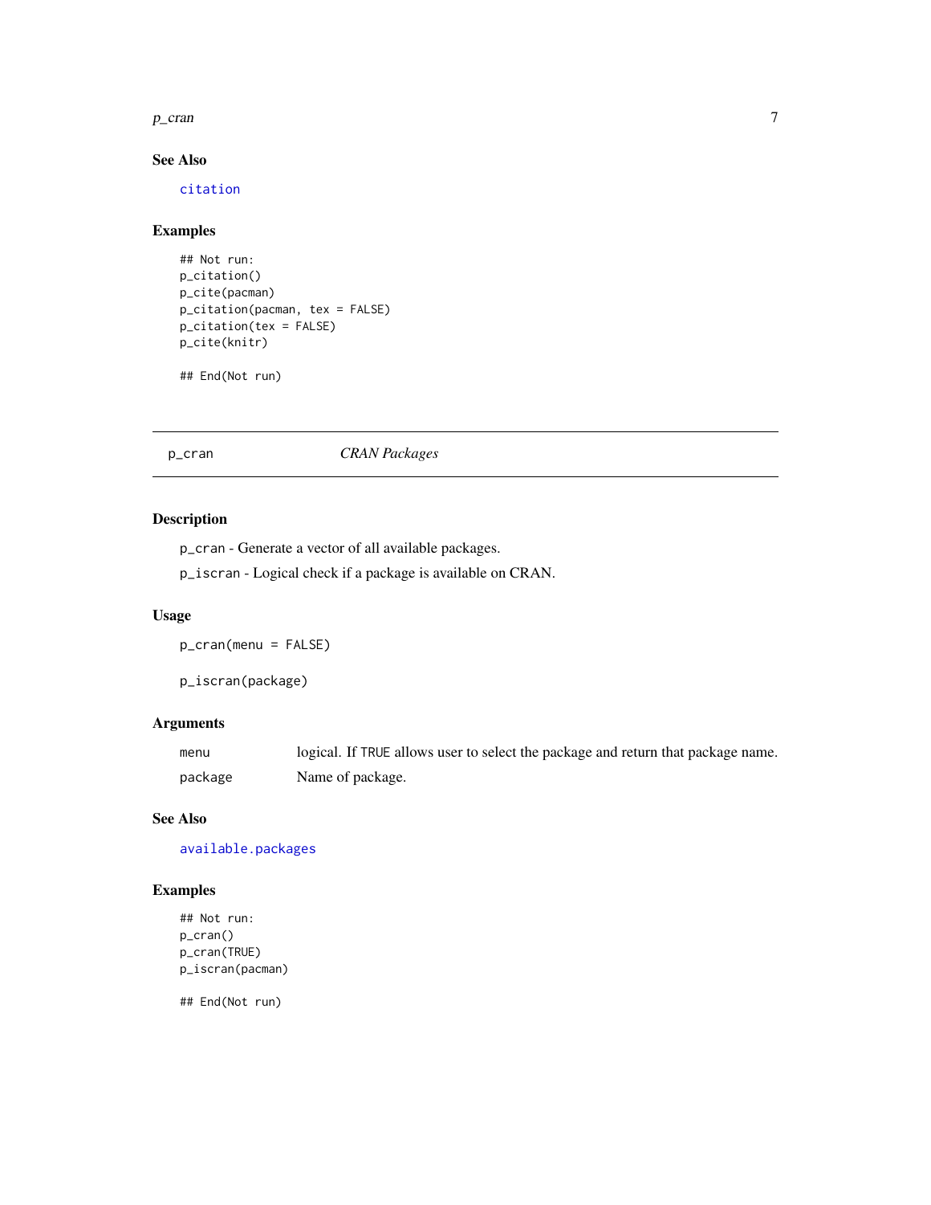### See Also

`citation`

### Examples

```
## Not run:
p_citation()
p_cite(pacman)
p_citation(pacman, tex = FALSE)
p_citation(tex = FALSE)
p_cite(knitr)

## End(Not run)
```

---

## p_cran — *CRAN Packages*

---

### Description

`p_cran` - Generate a vector of all available packages.

`p_iscran` - Logical check if a package is available on CRAN.

### Usage

```
p_cran(menu = FALSE)

p_iscran(package)
```

### Arguments

| | |
|---|---|
| `menu` | logical. If `TRUE` allows user to select the package and return that package name. |
| `package` | Name of package. |

### See Also

`available.packages`

### Examples

```
## Not run:
p_cran()
p_cran(TRUE)
p_iscran(pacman)

## End(Not run)
```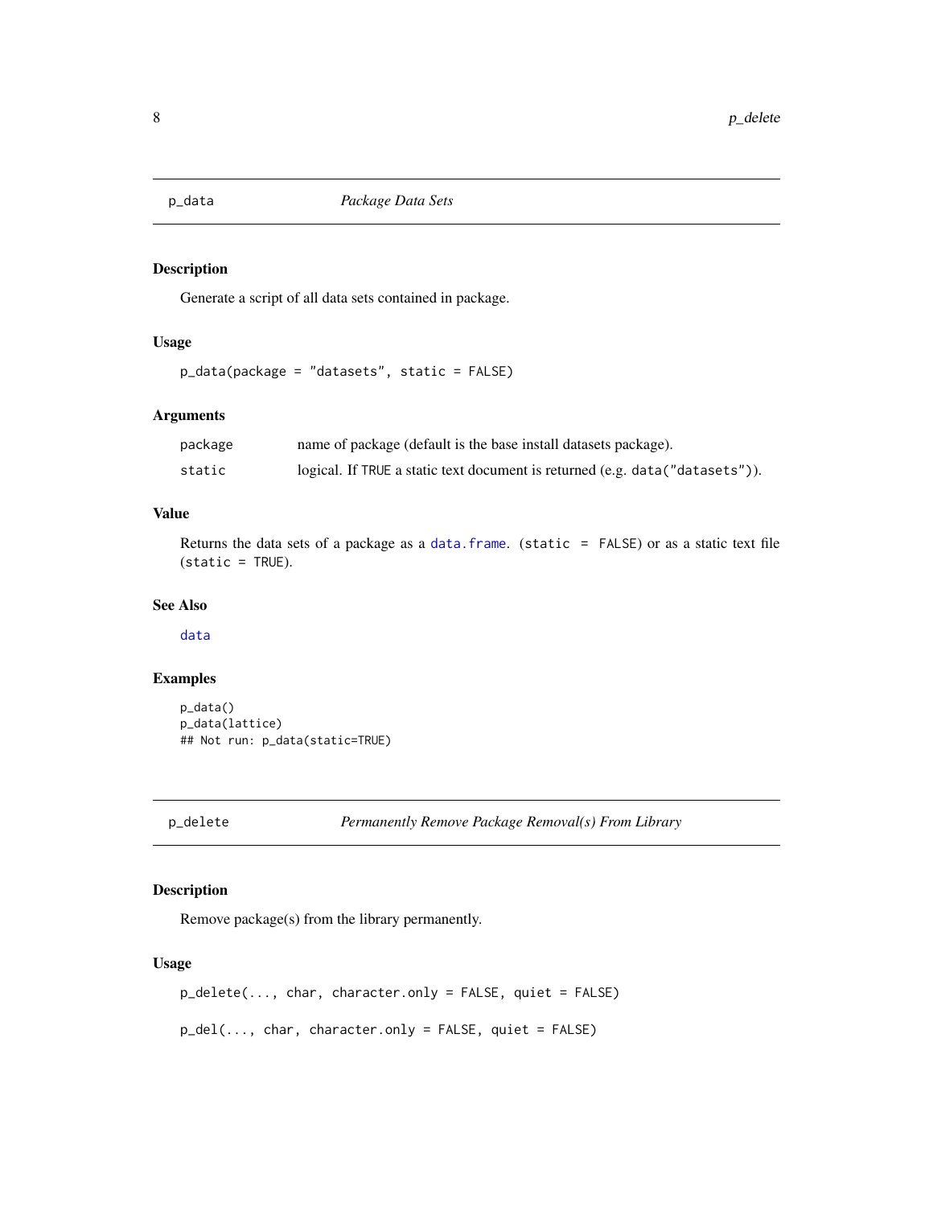## p_data — *Package Data Sets*

### Description

Generate a script of all data sets contained in package.

### Usage

```
p_data(package = "datasets", static = FALSE)
```

### Arguments

| | |
|---|---|
| package | name of package (default is the base install datasets package). |
| static | logical. If TRUE a static text document is returned (e.g. data("datasets")). |

### Value

Returns the data sets of a package as a data.frame. (static = FALSE) or as a static text file (static = TRUE).

### See Also

data

### Examples

```
p_data()
p_data(lattice)
## Not run: p_data(static=TRUE)
```

## p_delete — *Permanently Remove Package Removal(s) From Library*

### Description

Remove package(s) from the library permanently.

### Usage

```
p_delete(..., char, character.only = FALSE, quiet = FALSE)

p_del(..., char, character.only = FALSE, quiet = FALSE)
```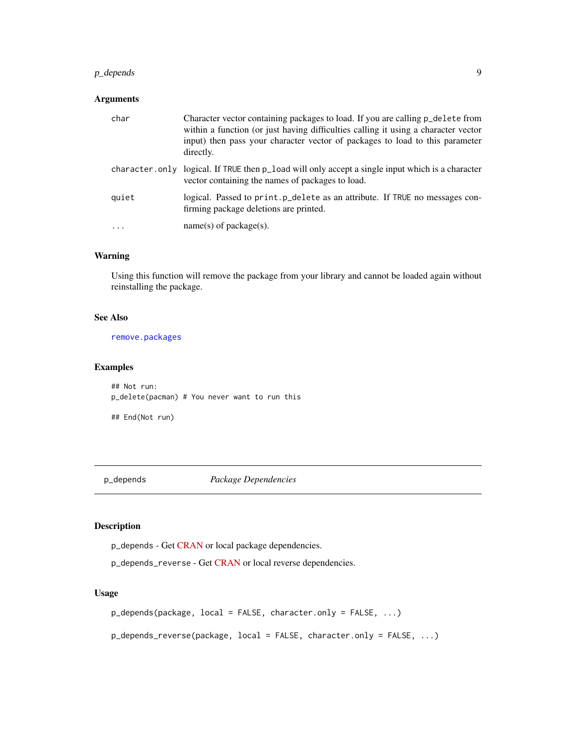### Arguments

| | |
|---|---|
| `char` | Character vector containing packages to load. If you are calling `p_delete` from within a function (or just having difficulties calling it using a character vector input) then pass your character vector of packages to load to this parameter directly. |
| `character.only` | logical. If `TRUE` then `p_load` will only accept a single input which is a character vector containing the names of packages to load. |
| `quiet` | logical. Passed to `print.p_delete` as an attribute. If `TRUE` no messages confirming package deletions are printed. |
| `...` | name(s) of package(s). |

### Warning

Using this function will remove the package from your library and cannot be loaded again without reinstalling the package.

### See Also

`remove.packages`

### Examples

```
## Not run:
p_delete(pacman) # You never want to run this

## End(Not run)
```

---

## p_depends — *Package Dependencies*

---

### Description

`p_depends` - Get CRAN or local package dependencies.

`p_depends_reverse` - Get CRAN or local reverse dependencies.

### Usage

```
p_depends(package, local = FALSE, character.only = FALSE, ...)

p_depends_reverse(package, local = FALSE, character.only = FALSE, ...)
```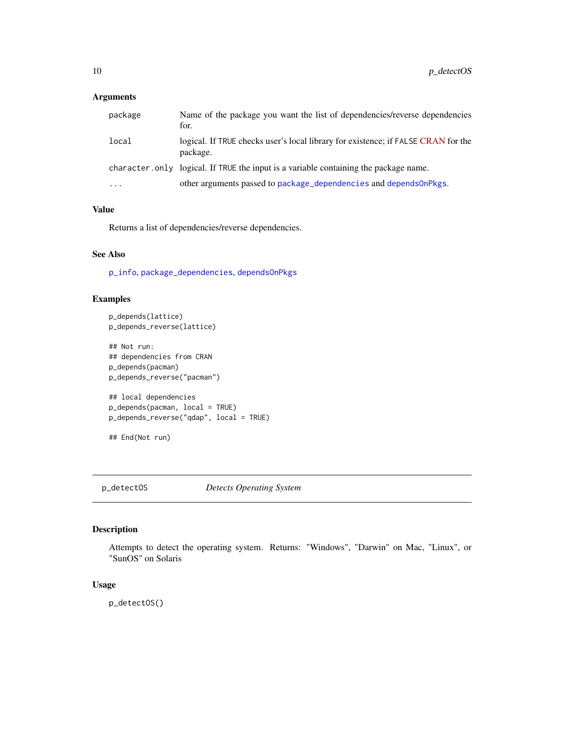### Arguments

| | |
|---|---|
| package | Name of the package you want the list of dependencies/reverse dependencies for. |
| local | logical. If TRUE checks user's local library for existence; if FALSE CRAN for the package. |
| character.only | logical. If TRUE the input is a variable containing the package name. |
| ... | other arguments passed to package_dependencies and dependsOnPkgs. |

### Value

Returns a list of dependencies/reverse dependencies.

### See Also

p_info, package_dependencies, dependsOnPkgs

### Examples

```
p_depends(lattice)
p_depends_reverse(lattice)

## Not run:
## dependencies from CRAN
p_depends(pacman)
p_depends_reverse("pacman")

## local dependencies
p_depends(pacman, local = TRUE)
p_depends_reverse("qdap", local = TRUE)

## End(Not run)
```

---

## p_detectOS *Detects Operating System*

---

### Description

Attempts to detect the operating system. Returns: "Windows", "Darwin" on Mac, "Linux", or "SunOS" on Solaris

### Usage

```
p_detectOS()
```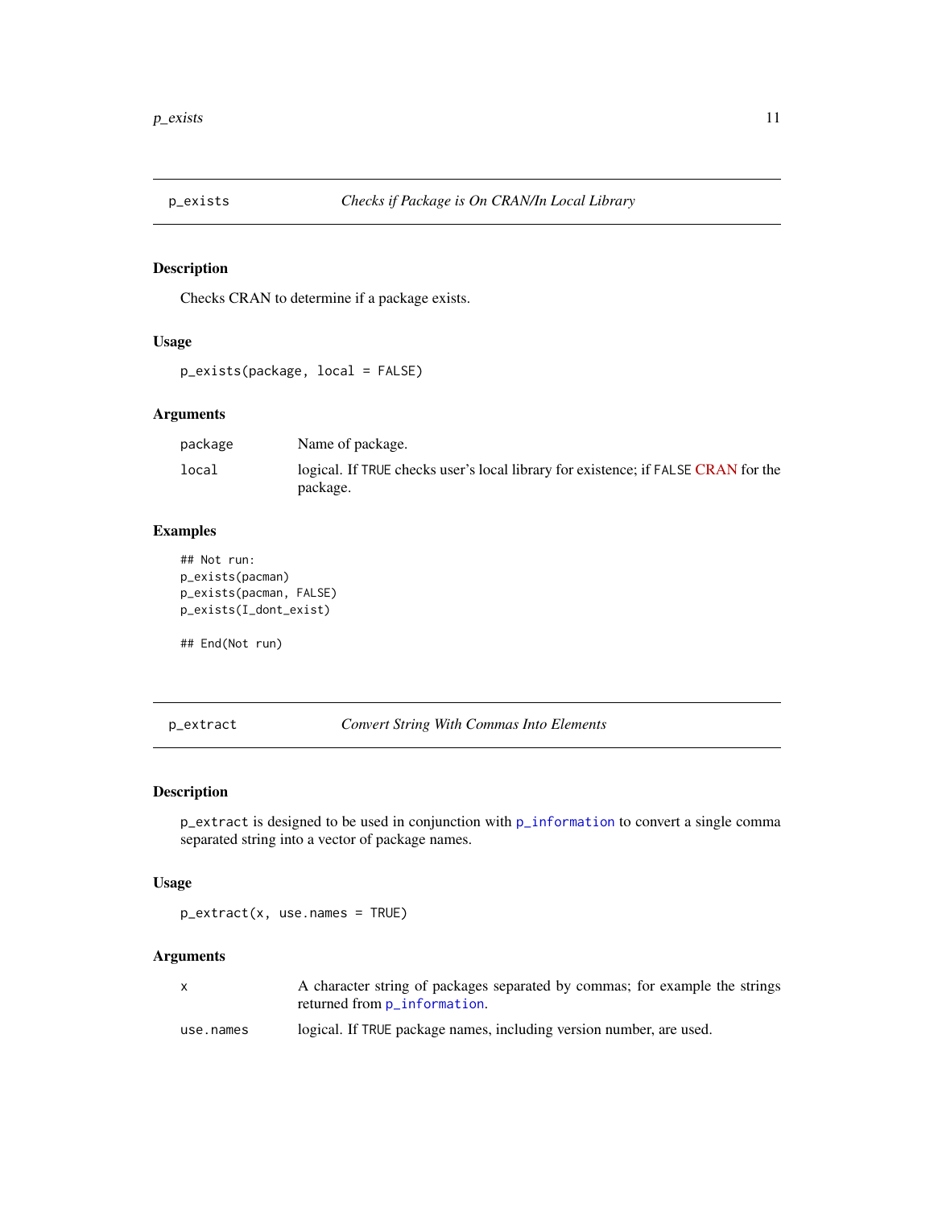## p_exists — *Checks if Package is On CRAN/In Local Library*

### Description

Checks CRAN to determine if a package exists.

### Usage

```
p_exists(package, local = FALSE)
```

### Arguments

| | |
|---|---|
| package | Name of package. |
| local | logical. If TRUE checks user's local library for existence; if FALSE CRAN for the package. |

### Examples

```
## Not run:
p_exists(pacman)
p_exists(pacman, FALSE)
p_exists(I_dont_exist)

## End(Not run)
```

## p_extract — *Convert String With Commas Into Elements*

### Description

p_extract is designed to be used in conjunction with p_information to convert a single comma separated string into a vector of package names.

### Usage

```
p_extract(x, use.names = TRUE)
```

### Arguments

| | |
|---|---|
| x | A character string of packages separated by commas; for example the strings returned from p_information. |
| use.names | logical. If TRUE package names, including version number, are used. |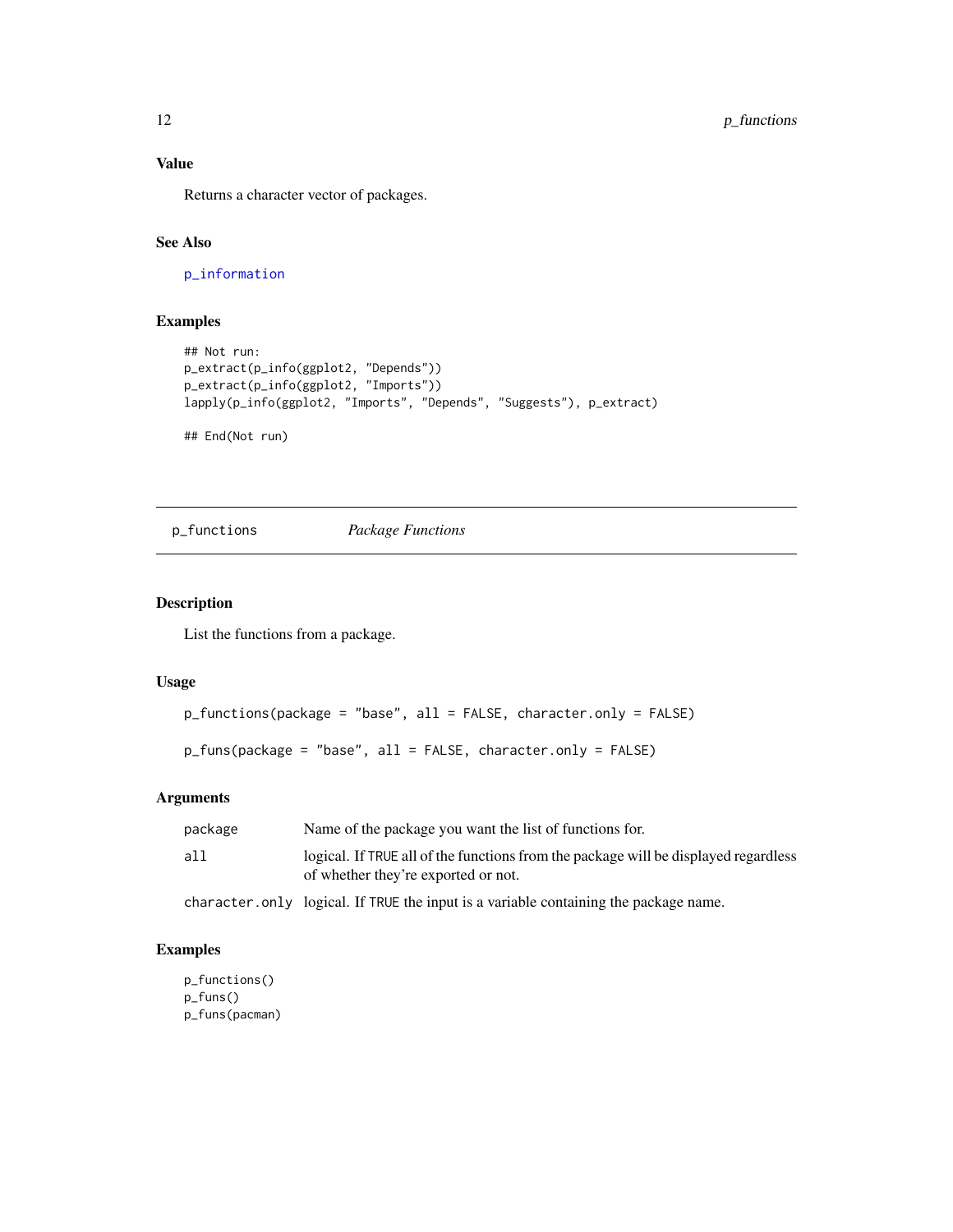### Value

Returns a character vector of packages.

### See Also

p_information

### Examples

```
## Not run:
p_extract(p_info(ggplot2, "Depends"))
p_extract(p_info(ggplot2, "Imports"))
lapply(p_info(ggplot2, "Imports", "Depends", "Suggests"), p_extract)

## End(Not run)
```

---

## p_functions *Package Functions*

---

### Description

List the functions from a package.

### Usage

```
p_functions(package = "base", all = FALSE, character.only = FALSE)

p_funs(package = "base", all = FALSE, character.only = FALSE)
```

### Arguments

| | |
|---|---|
| package | Name of the package you want the list of functions for. |
| all | logical. If TRUE all of the functions from the package will be displayed regardless of whether they're exported or not. |
| character.only | logical. If TRUE the input is a variable containing the package name. |

### Examples

```
p_functions()
p_funs()
p_funs(pacman)
```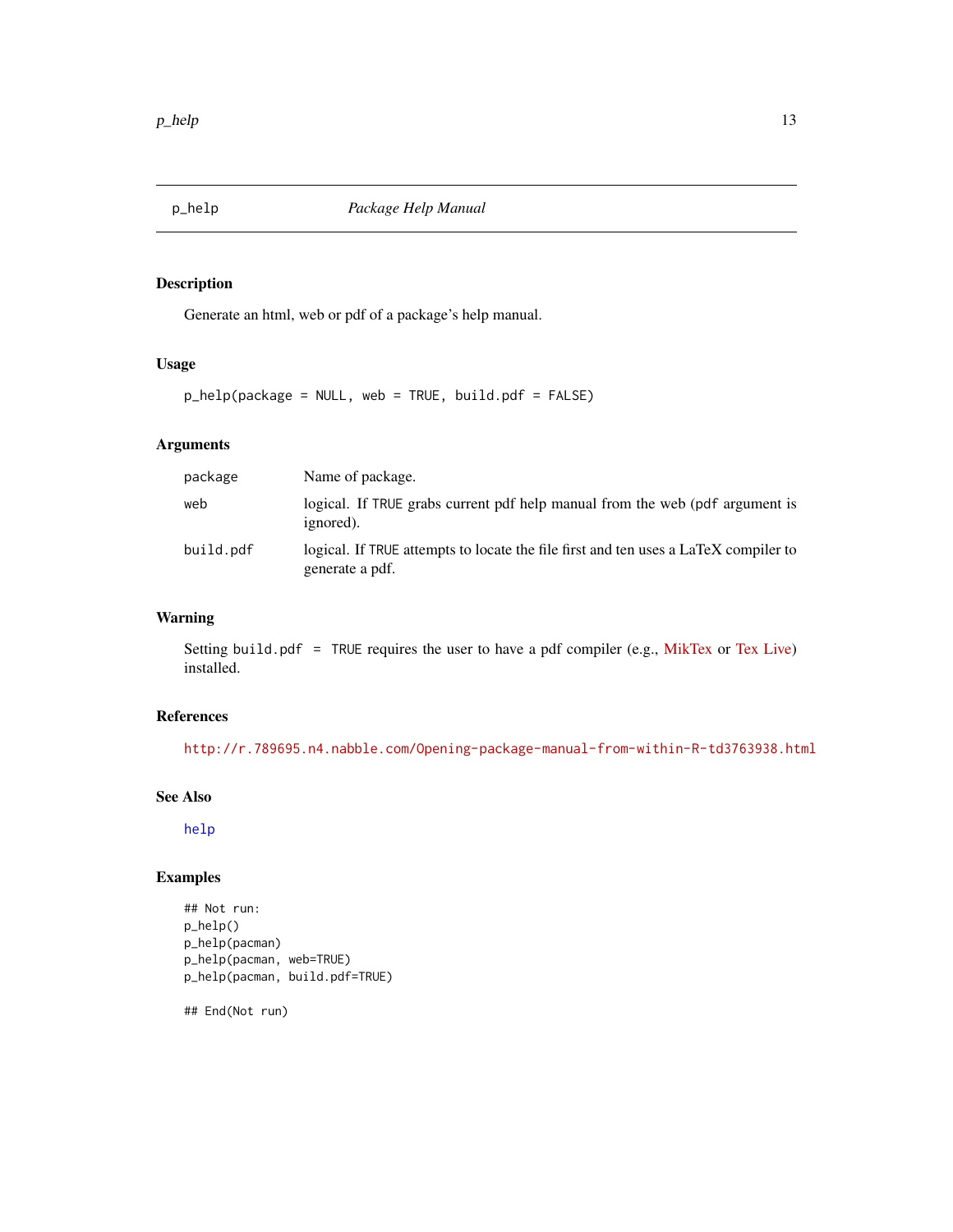## p_help    *Package Help Manual*

### Description

Generate an html, web or pdf of a package's help manual.

### Usage

```
p_help(package = NULL, web = TRUE, build.pdf = FALSE)
```

### Arguments

| | |
|---|---|
| package | Name of package. |
| web | logical. If TRUE grabs current pdf help manual from the web (pdf argument is ignored). |
| build.pdf | logical. If TRUE attempts to locate the file first and ten uses a LaTeX compiler to generate a pdf. |

### Warning

Setting build.pdf = TRUE requires the user to have a pdf compiler (e.g., MikTex or Tex Live) installed.

### References

http://r.789695.n4.nabble.com/Opening-package-manual-from-within-R-td3763938.html

### See Also

help

### Examples

```
## Not run:
p_help()
p_help(pacman)
p_help(pacman, web=TRUE)
p_help(pacman, build.pdf=TRUE)

## End(Not run)
```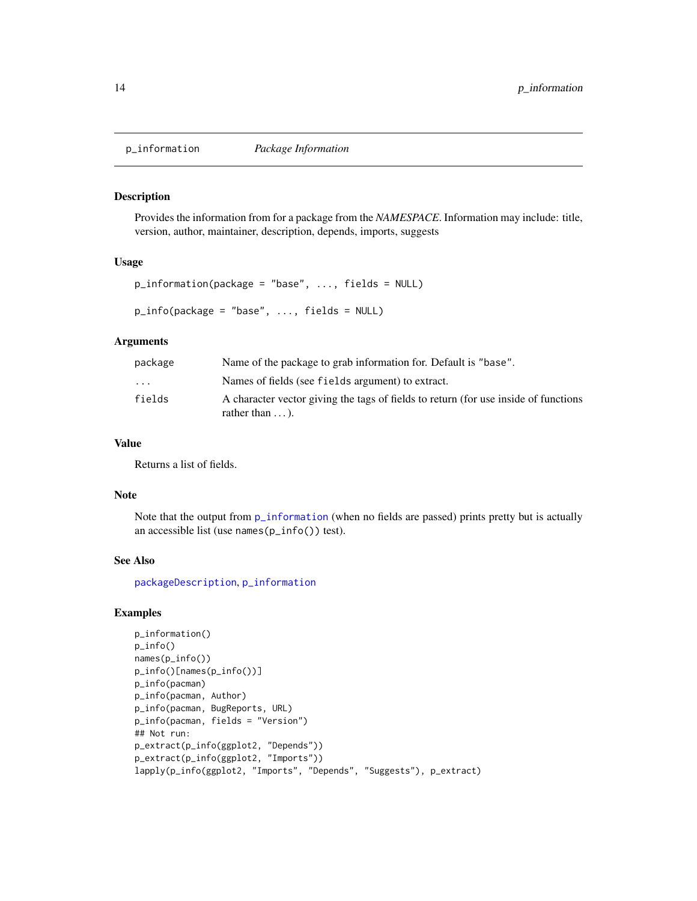## p_information — *Package Information*

### Description

Provides the information from for a package from the *NAMESPACE*. Information may include: title, version, author, maintainer, description, depends, imports, suggests

### Usage

```
p_information(package = "base", ..., fields = NULL)

p_info(package = "base", ..., fields = NULL)
```

### Arguments

| | |
|---|---|
| `package` | Name of the package to grab information for. Default is `"base"`. |
| `...` | Names of fields (see `fields` argument) to extract. |
| `fields` | A character vector giving the tags of fields to return (for use inside of functions rather than ...). |

### Value

Returns a list of fields.

### Note

Note that the output from `p_information` (when no fields are passed) prints pretty but is actually an accessible list (use `names(p_info())` test).

### See Also

`packageDescription`, `p_information`

### Examples

```
p_information()
p_info()
names(p_info())
p_info()[names(p_info())]
p_info(pacman)
p_info(pacman, Author)
p_info(pacman, BugReports, URL)
p_info(pacman, fields = "Version")
## Not run:
p_extract(p_info(ggplot2, "Depends"))
p_extract(p_info(ggplot2, "Imports"))
lapply(p_info(ggplot2, "Imports", "Depends", "Suggests"), p_extract)
```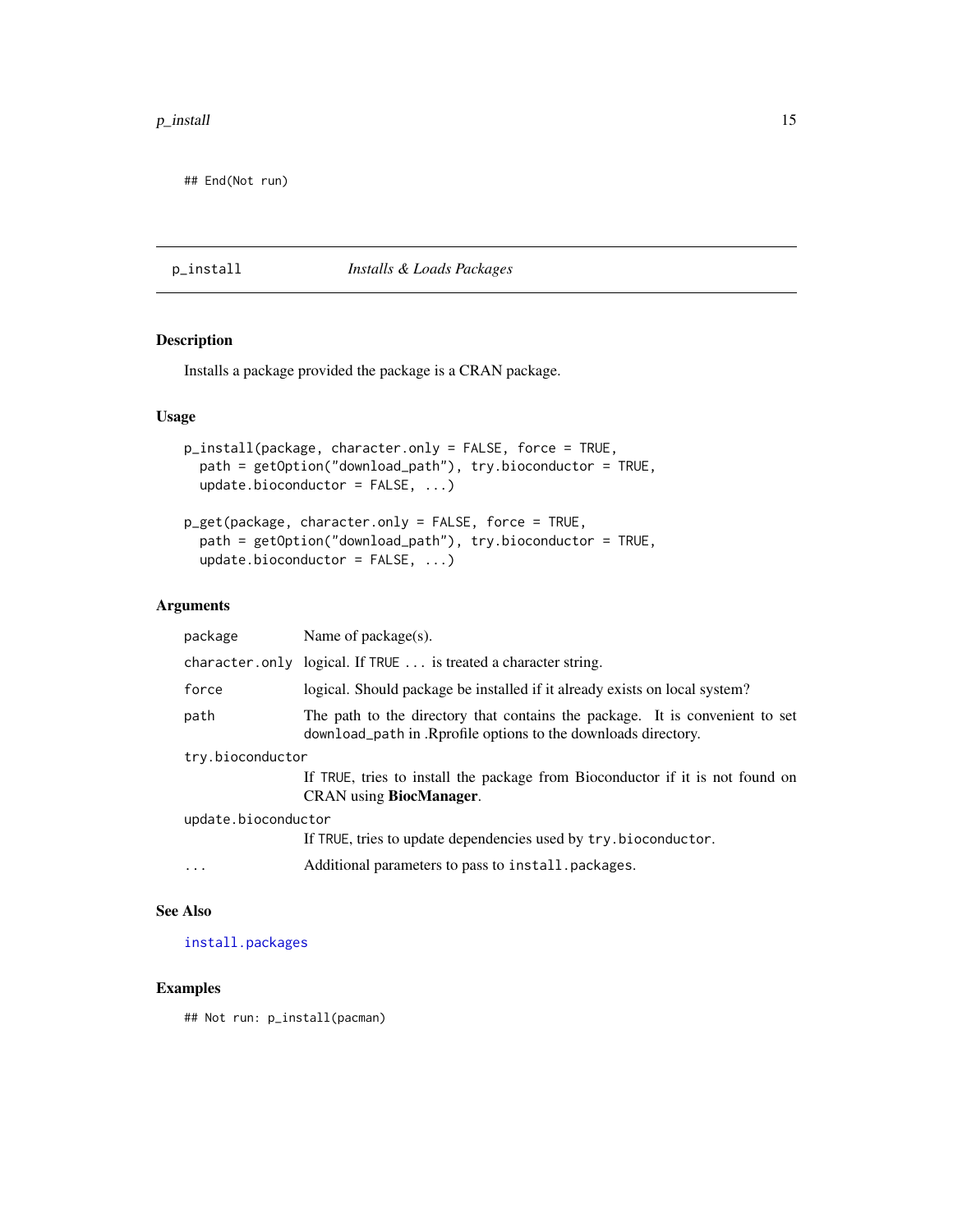```
## End(Not run)
```

## p_install — *Installs & Loads Packages*

### Description

Installs a package provided the package is a CRAN package.

### Usage

```
p_install(package, character.only = FALSE, force = TRUE,
  path = getOption("download_path"), try.bioconductor = TRUE,
  update.bioconductor = FALSE, ...)

p_get(package, character.only = FALSE, force = TRUE,
  path = getOption("download_path"), try.bioconductor = TRUE,
  update.bioconductor = FALSE, ...)
```

### Arguments

| Argument | Description |
|---|---|
| `package` | Name of package(s). |
| `character.only` | logical. If `TRUE` `...` is treated a character string. |
| `force` | logical. Should package be installed if it already exists on local system? |
| `path` | The path to the directory that contains the package. It is convenient to set `download_path` in .Rprofile options to the downloads directory. |
| `try.bioconductor` | If `TRUE`, tries to install the package from Bioconductor if it is not found on CRAN using **BiocManager**. |
| `update.bioconductor` | If `TRUE`, tries to update dependencies used by `try.bioconductor`. |
| `...` | Additional parameters to pass to `install.packages`. |

### See Also

`install.packages`

### Examples

```
## Not run: p_install(pacman)
```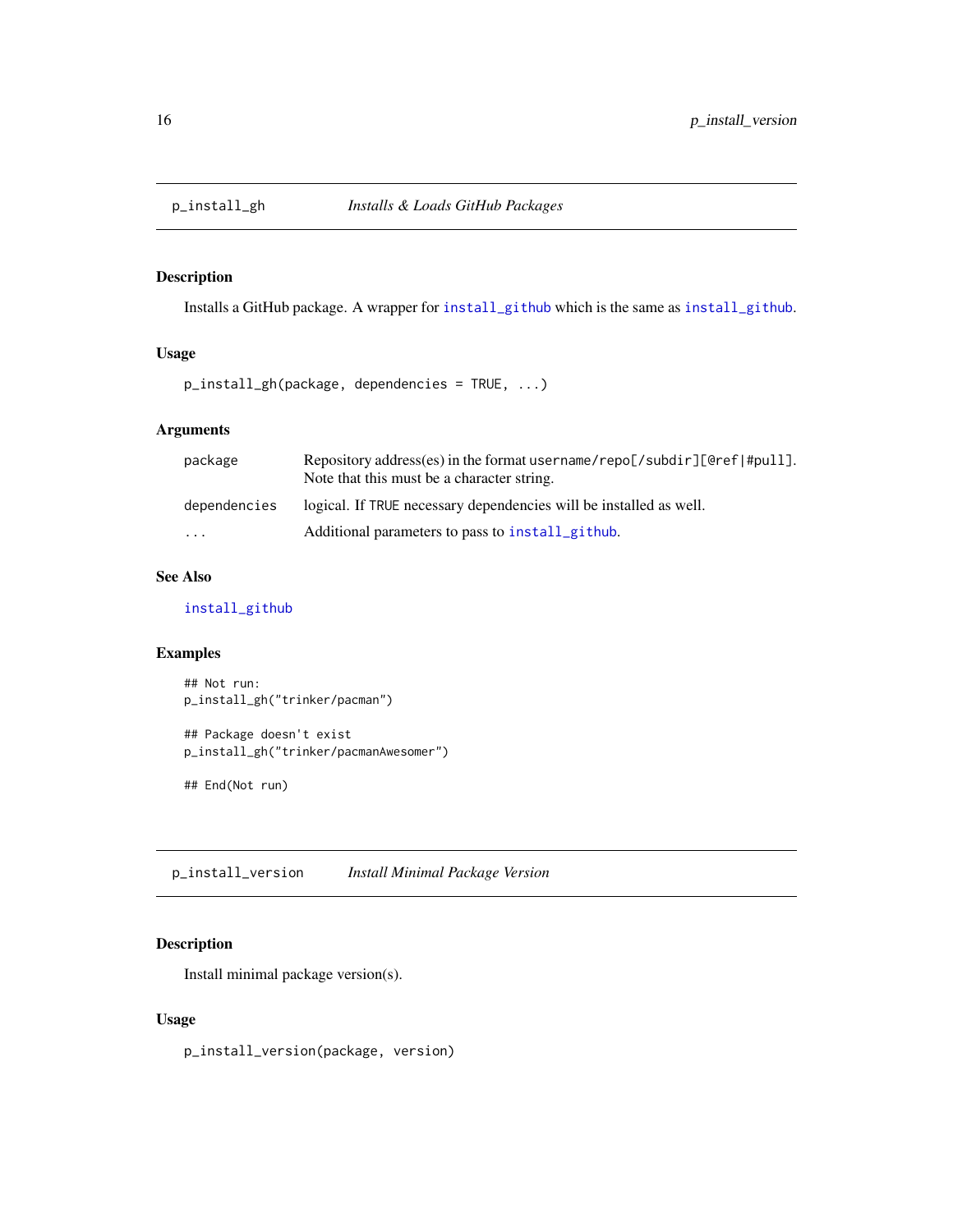## p_install_gh — *Installs & Loads GitHub Packages*

### Description

Installs a GitHub package. A wrapper for `install_github` which is the same as `install_github`.

### Usage

```
p_install_gh(package, dependencies = TRUE, ...)
```

### Arguments

| | |
|---|---|
| `package` | Repository address(es) in the format `username/repo[/subdir][@ref|#pull]`. Note that this must be a character string. |
| `dependencies` | logical. If `TRUE` necessary dependencies will be installed as well. |
| `...` | Additional parameters to pass to `install_github`. |

### See Also

`install_github`

### Examples

```
## Not run:
p_install_gh("trinker/pacman")

## Package doesn't exist
p_install_gh("trinker/pacmanAwesomer")

## End(Not run)
```

## p_install_version — *Install Minimal Package Version*

### Description

Install minimal package version(s).

### Usage

```
p_install_version(package, version)
```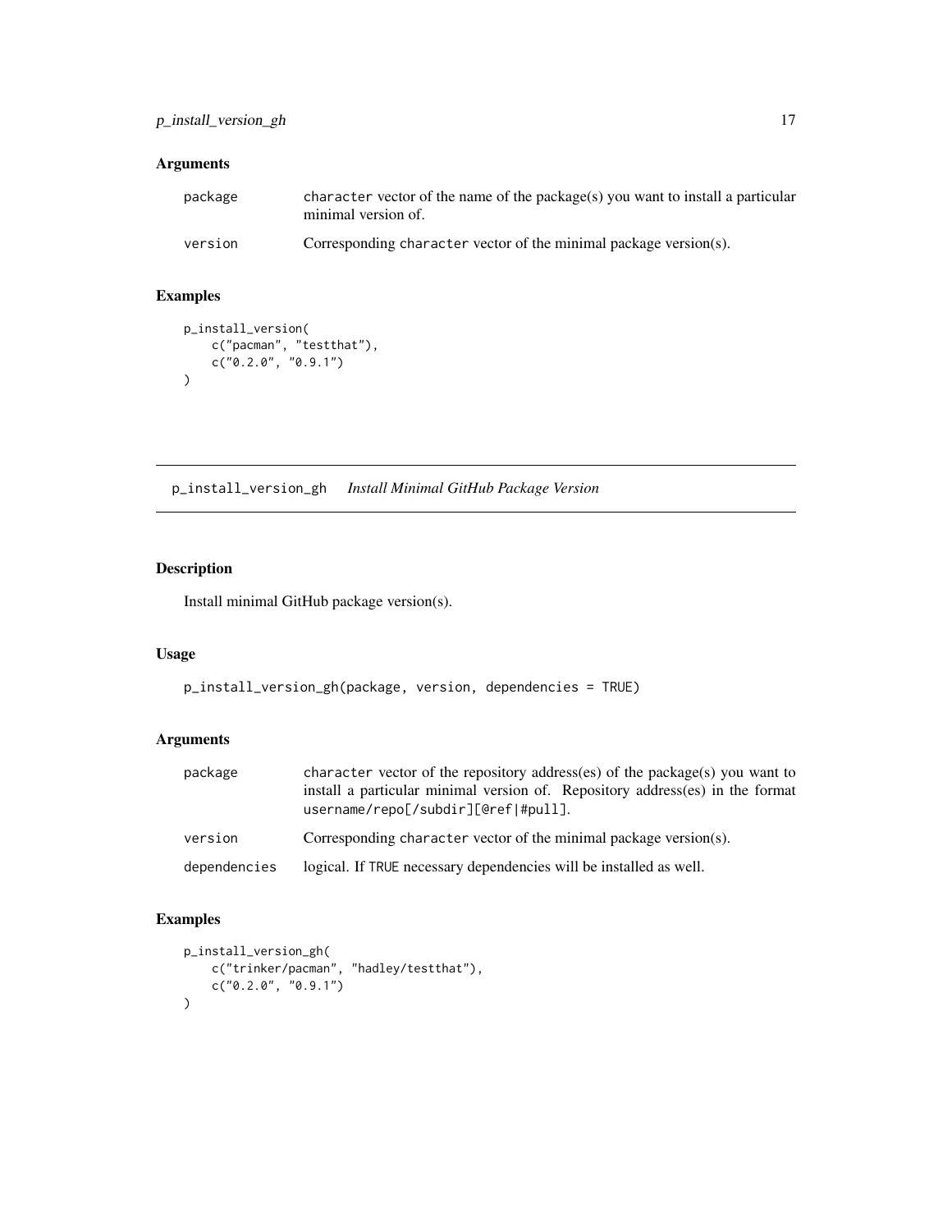## Arguments

| | |
|---|---|
| package | character vector of the name of the package(s) you want to install a particular minimal version of. |
| version | Corresponding character vector of the minimal package version(s). |

## Examples

```
p_install_version(
    c("pacman", "testthat"),
    c("0.2.0", "0.9.1")
)
```

---

# p_install_version_gh *Install Minimal GitHub Package Version*

## Description

Install minimal GitHub package version(s).

## Usage

```
p_install_version_gh(package, version, dependencies = TRUE)
```

## Arguments

| | |
|---|---|
| package | character vector of the repository address(es) of the package(s) you want to install a particular minimal version of. Repository address(es) in the format username/repo[/subdir][@ref\|#pull]. |
| version | Corresponding character vector of the minimal package version(s). |
| dependencies | logical. If TRUE necessary dependencies will be installed as well. |

## Examples

```
p_install_version_gh(
    c("trinker/pacman", "hadley/testthat"),
    c("0.2.0", "0.9.1")
)
```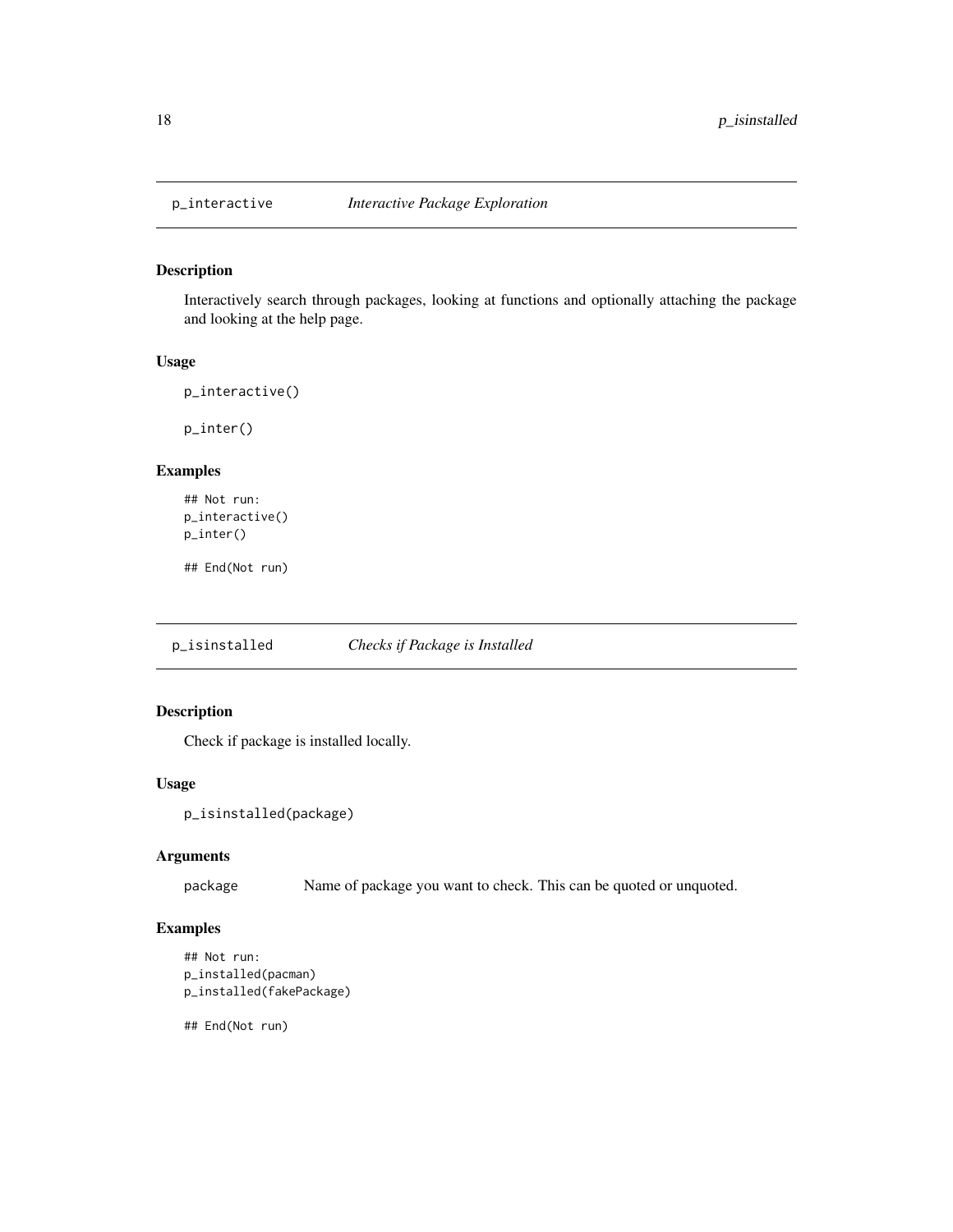## p_interactive *Interactive Package Exploration*

### Description

Interactively search through packages, looking at functions and optionally attaching the package and looking at the help page.

### Usage

```
p_interactive()

p_inter()
```

### Examples

```
## Not run:
p_interactive()
p_inter()

## End(Not run)
```

## p_isinstalled *Checks if Package is Installed*

### Description

Check if package is installed locally.

### Usage

```
p_isinstalled(package)
```

### Arguments

| | |
|---|---|
| package | Name of package you want to check. This can be quoted or unquoted. |

### Examples

```
## Not run:
p_installed(pacman)
p_installed(fakePackage)

## End(Not run)
```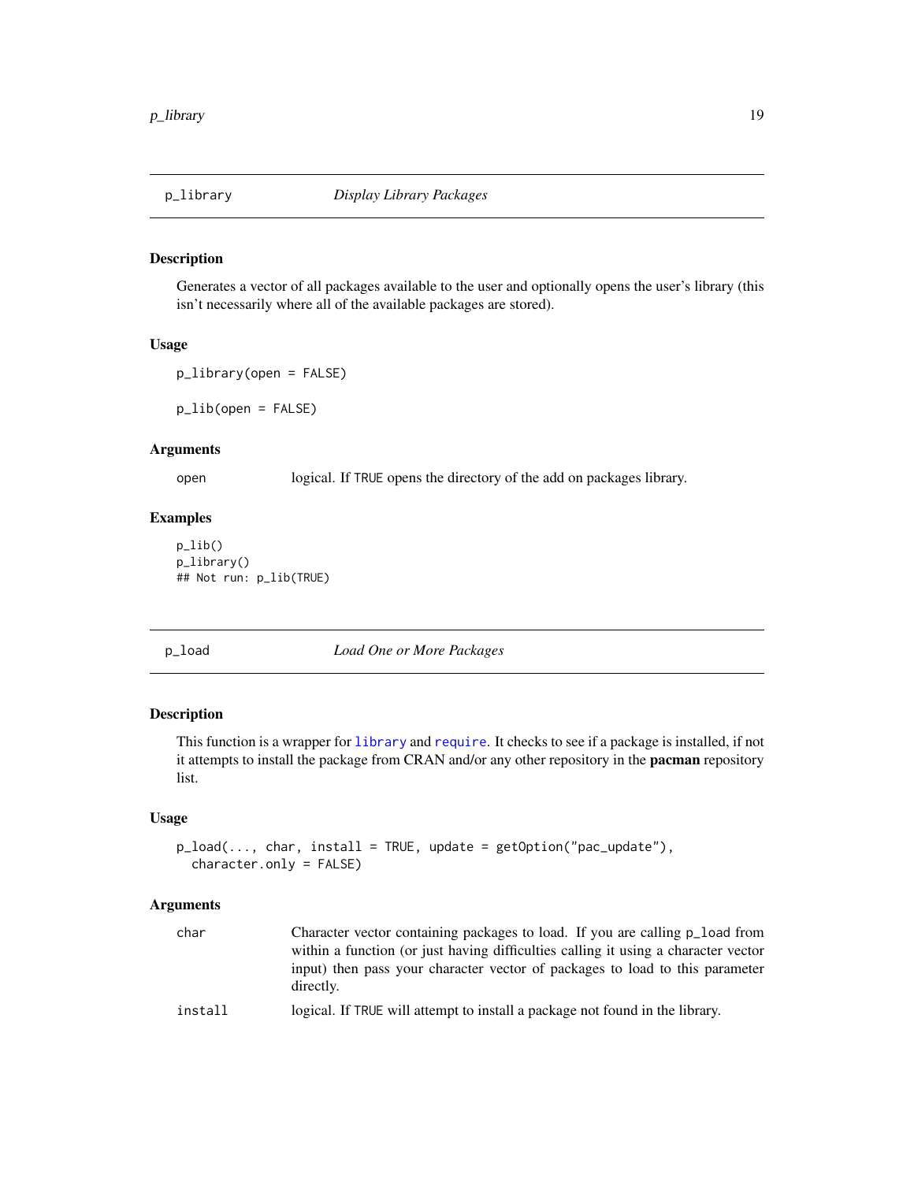## p_library    *Display Library Packages*

### Description

Generates a vector of all packages available to the user and optionally opens the user's library (this isn't necessarily where all of the available packages are stored).

### Usage

```
p_library(open = FALSE)

p_lib(open = FALSE)
```

### Arguments

| | |
|---|---|
| open | logical. If TRUE opens the directory of the add on packages library. |

### Examples

```
p_lib()
p_library()
## Not run: p_lib(TRUE)
```

## p_load    *Load One or More Packages*

### Description

This function is a wrapper for library and require. It checks to see if a package is installed, if not it attempts to install the package from CRAN and/or any other repository in the **pacman** repository list.

### Usage

```
p_load(..., char, install = TRUE, update = getOption("pac_update"),
  character.only = FALSE)
```

### Arguments

| | |
|---|---|
| char | Character vector containing packages to load. If you are calling p_load from within a function (or just having difficulties calling it using a character vector input) then pass your character vector of packages to load to this parameter directly. |
| install | logical. If TRUE will attempt to install a package not found in the library. |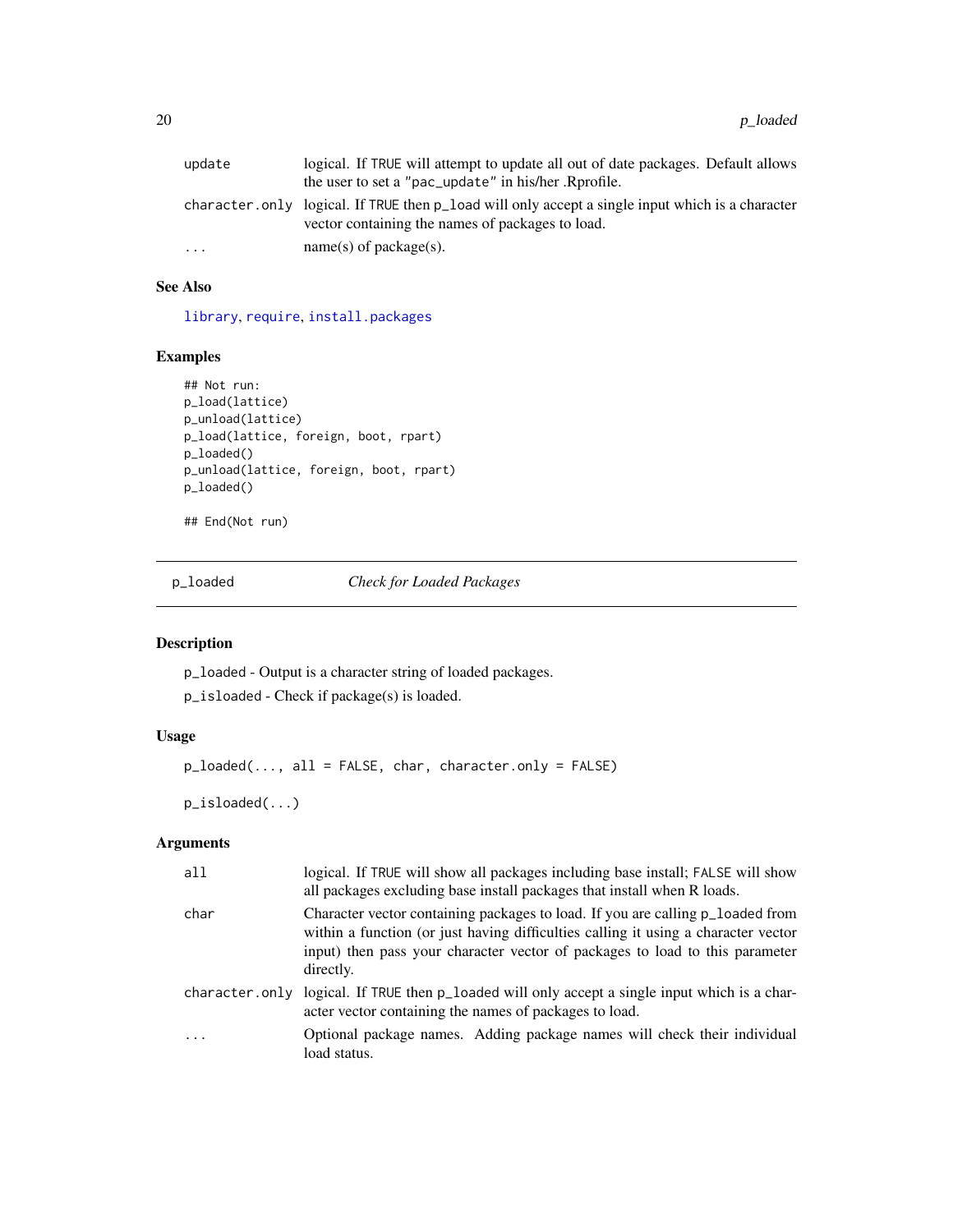| | |
|---|---|
| update | logical. If TRUE will attempt to update all out of date packages. Default allows the user to set a "pac_update" in his/her .Rprofile. |
| character.only | logical. If TRUE then p_load will only accept a single input which is a character vector containing the names of packages to load. |
| ... | name(s) of package(s). |

## See Also

library, require, install.packages

## Examples

```
## Not run:
p_load(lattice)
p_unload(lattice)
p_load(lattice, foreign, boot, rpart)
p_loaded()
p_unload(lattice, foreign, boot, rpart)
p_loaded()

## End(Not run)
```

---

# p_loaded — *Check for Loaded Packages*

## Description

p_loaded - Output is a character string of loaded packages.

p_isloaded - Check if package(s) is loaded.

## Usage

```
p_loaded(..., all = FALSE, char, character.only = FALSE)

p_isloaded(...)
```

## Arguments

| | |
|---|---|
| all | logical. If TRUE will show all packages including base install; FALSE will show all packages excluding base install packages that install when R loads. |
| char | Character vector containing packages to load. If you are calling p_loaded from within a function (or just having difficulties calling it using a character vector input) then pass your character vector of packages to load to this parameter directly. |
| character.only | logical. If TRUE then p_loaded will only accept a single input which is a character vector containing the names of packages to load. |
| ... | Optional package names. Adding package names will check their individual load status. |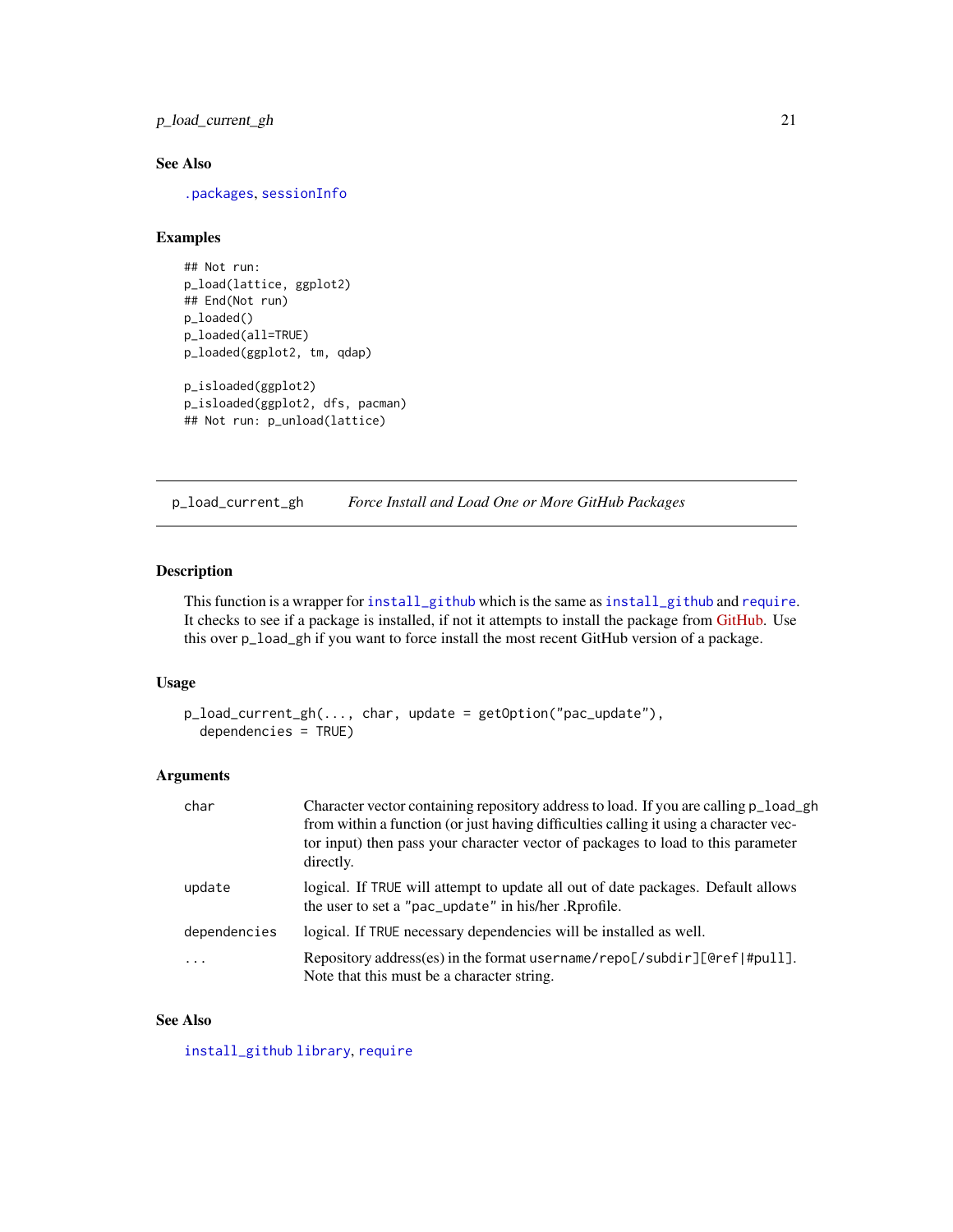### See Also

.packages, sessionInfo

### Examples

```
## Not run:
p_load(lattice, ggplot2)
## End(Not run)
p_loaded()
p_loaded(all=TRUE)
p_loaded(ggplot2, tm, qdap)

p_isloaded(ggplot2)
p_isloaded(ggplot2, dfs, pacman)
## Not run: p_unload(lattice)
```

---

## p_load_current_gh    *Force Install and Load One or More GitHub Packages*

---

### Description

This function is a wrapper for install_github which is the same as install_github and require. It checks to see if a package is installed, if not it attempts to install the package from GitHub. Use this over p_load_gh if you want to force install the most recent GitHub version of a package.

### Usage

```
p_load_current_gh(..., char, update = getOption("pac_update"),
  dependencies = TRUE)
```

### Arguments

| | |
|---|---|
| char | Character vector containing repository address to load. If you are calling p_load_gh from within a function (or just having difficulties calling it using a character vector input) then pass your character vector of packages to load to this parameter directly. |
| update | logical. If TRUE will attempt to update all out of date packages. Default allows the user to set a "pac_update" in his/her .Rprofile. |
| dependencies | logical. If TRUE necessary dependencies will be installed as well. |
| ... | Repository address(es) in the format username/repo[/subdir][@ref\|#pull]. Note that this must be a character string. |

### See Also

install_github library, require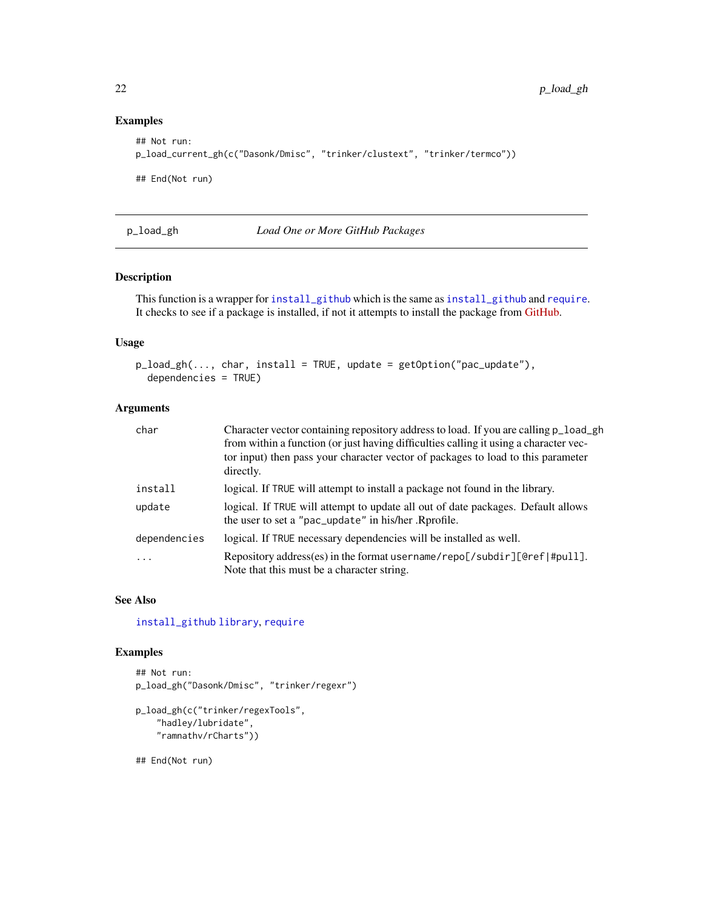### Examples

```
## Not run:
p_load_current_gh(c("Dasonk/Dmisc", "trinker/clustext", "trinker/termco"))

## End(Not run)
```

---

## p_load_gh — *Load One or More GitHub Packages*

### Description

This function is a wrapper for `install_github` which is the same as `install_github` and `require`. It checks to see if a package is installed, if not it attempts to install the package from GitHub.

### Usage

```
p_load_gh(..., char, install = TRUE, update = getOption("pac_update"),
  dependencies = TRUE)
```

### Arguments

| | |
|---|---|
| `char` | Character vector containing repository address to load. If you are calling `p_load_gh` from within a function (or just having difficulties calling it using a character vector input) then pass your character vector of packages to load to this parameter directly. |
| `install` | logical. If `TRUE` will attempt to install a package not found in the library. |
| `update` | logical. If `TRUE` will attempt to update all out of date packages. Default allows the user to set a `"pac_update"` in his/her .Rprofile. |
| `dependencies` | logical. If `TRUE` necessary dependencies will be installed as well. |
| `...` | Repository address(es) in the format `username/repo[/subdir][@ref|#pull]`. Note that this must be a character string. |

### See Also

`install_github` `library`, `require`

### Examples

```
## Not run:
p_load_gh("Dasonk/Dmisc", "trinker/regexr")

p_load_gh(c("trinker/regexTools",
    "hadley/lubridate",
    "ramnathv/rCharts"))

## End(Not run)
```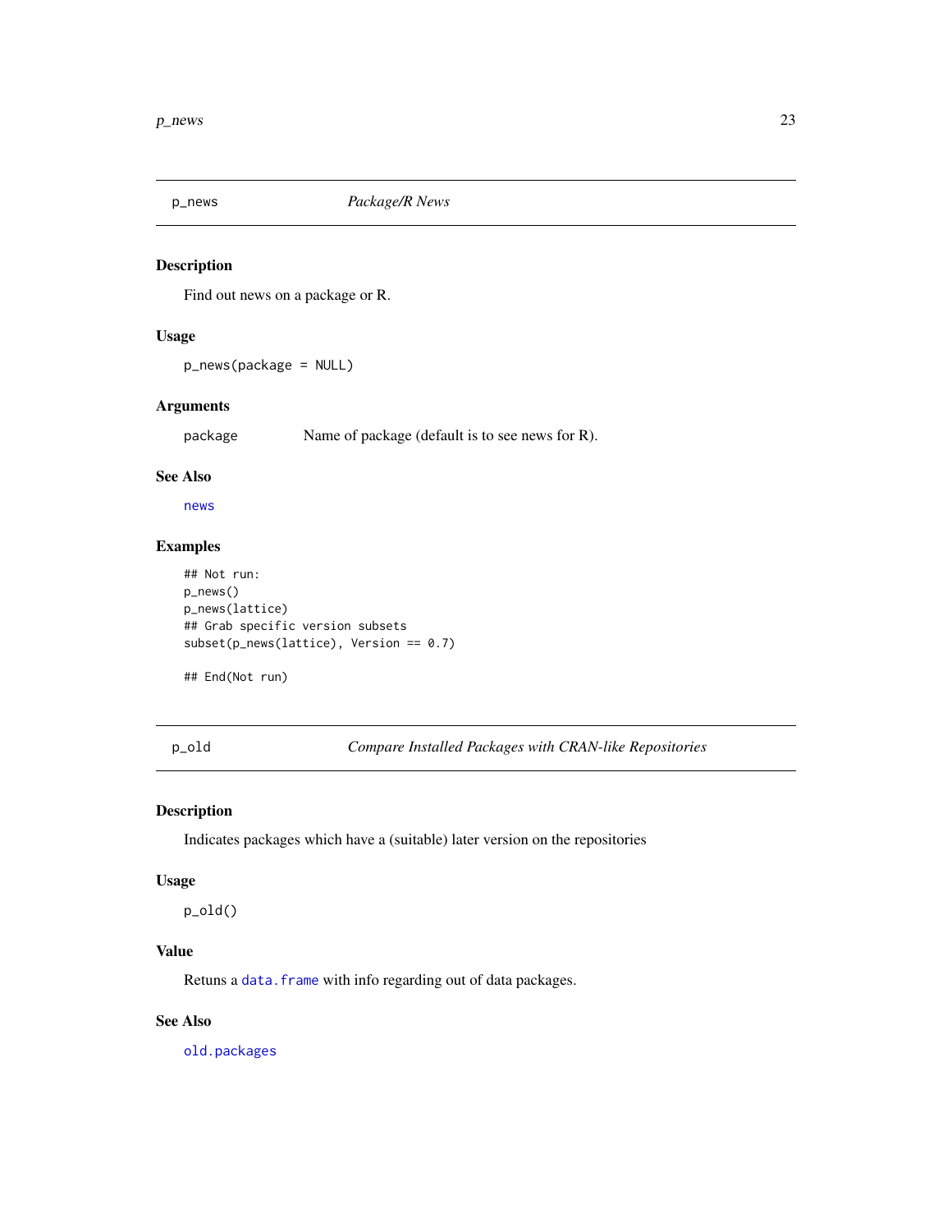## p_news *Package/R News*

### Description

Find out news on a package or R.

### Usage

```
p_news(package = NULL)
```

### Arguments

| | |
|---|---|
| package | Name of package (default is to see news for R). |

### See Also

news

### Examples

```
## Not run:
p_news()
p_news(lattice)
## Grab specific version subsets
subset(p_news(lattice), Version == 0.7)

## End(Not run)
```

## p_old *Compare Installed Packages with CRAN-like Repositories*

### Description

Indicates packages which have a (suitable) later version on the repositories

### Usage

```
p_old()
```

### Value

Retuns a data.frame with info regarding out of data packages.

### See Also

old.packages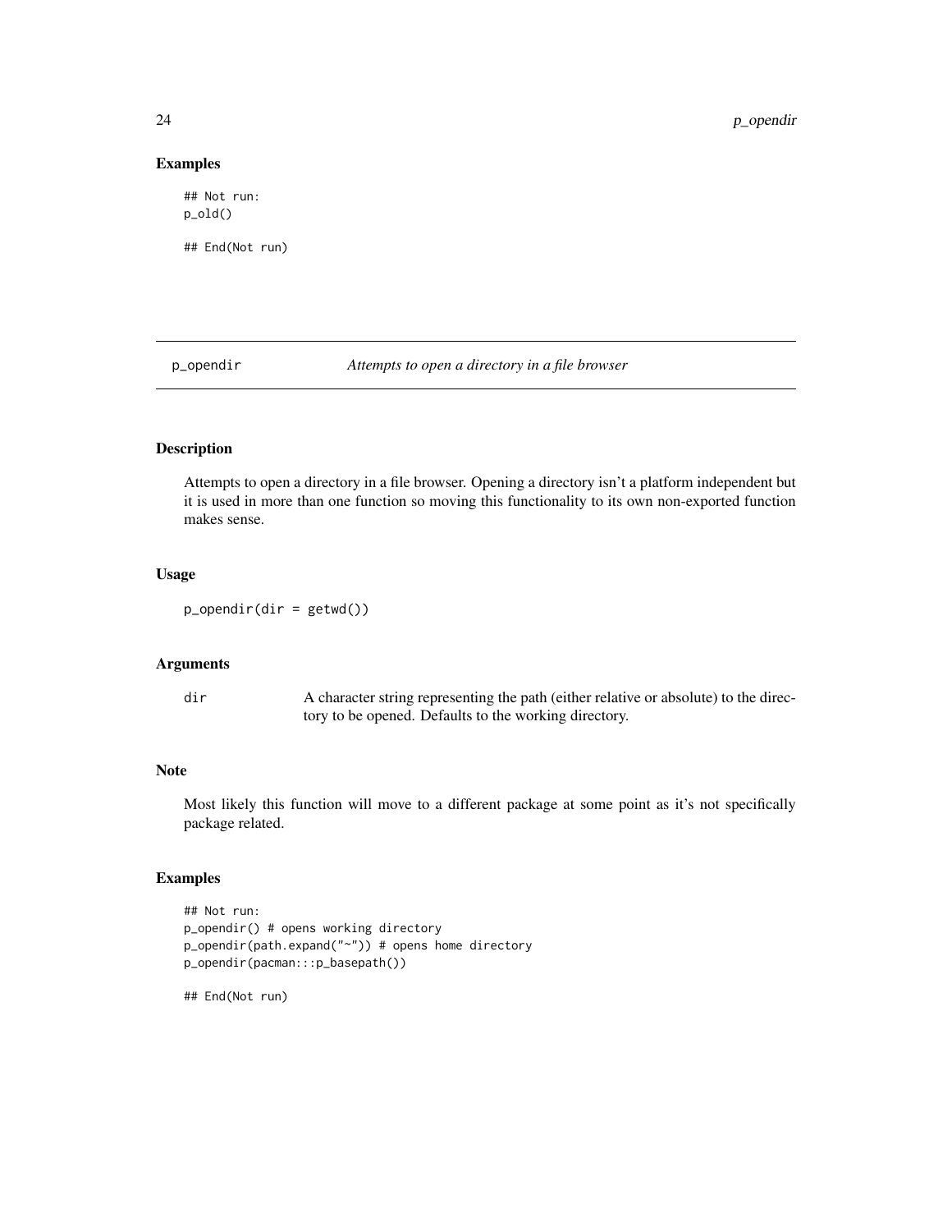### Examples

```
## Not run:
p_old()

## End(Not run)
```

## p_opendir *Attempts to open a directory in a file browser*

### Description

Attempts to open a directory in a file browser. Opening a directory isn't a platform independent but it is used in more than one function so moving this functionality to its own non-exported function makes sense.

### Usage

```
p_opendir(dir = getwd())
```

### Arguments

| | |
|---|---|
| dir | A character string representing the path (either relative or absolute) to the directory to be opened. Defaults to the working directory. |

### Note

Most likely this function will move to a different package at some point as it's not specifically package related.

### Examples

```
## Not run:
p_opendir() # opens working directory
p_opendir(path.expand("~")) # opens home directory
p_opendir(pacman:::p_basepath())

## End(Not run)
```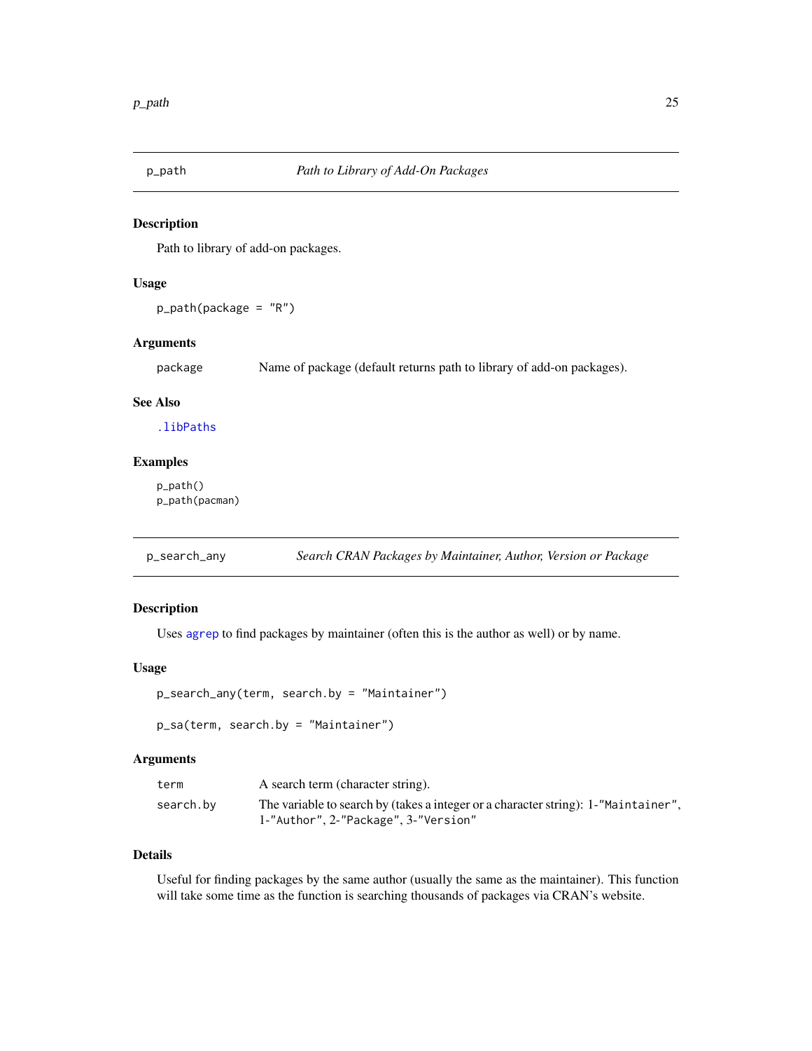## p_path — *Path to Library of Add-On Packages*

### Description

Path to library of add-on packages.

### Usage

```
p_path(package = "R")
```

### Arguments

| | |
|---|---|
| package | Name of package (default returns path to library of add-on packages). |

### See Also

.libPaths

### Examples

```
p_path()
p_path(pacman)
```

## p_search_any — *Search CRAN Packages by Maintainer, Author, Version or Package*

### Description

Uses agrep to find packages by maintainer (often this is the author as well) or by name.

### Usage

```
p_search_any(term, search.by = "Maintainer")

p_sa(term, search.by = "Maintainer")
```

### Arguments

| | |
|---|---|
| term | A search term (character string). |
| search.by | The variable to search by (takes a integer or a character string): 1-"Maintainer", 1-"Author", 2-"Package", 3-"Version" |

### Details

Useful for finding packages by the same author (usually the same as the maintainer). This function will take some time as the function is searching thousands of packages via CRAN's website.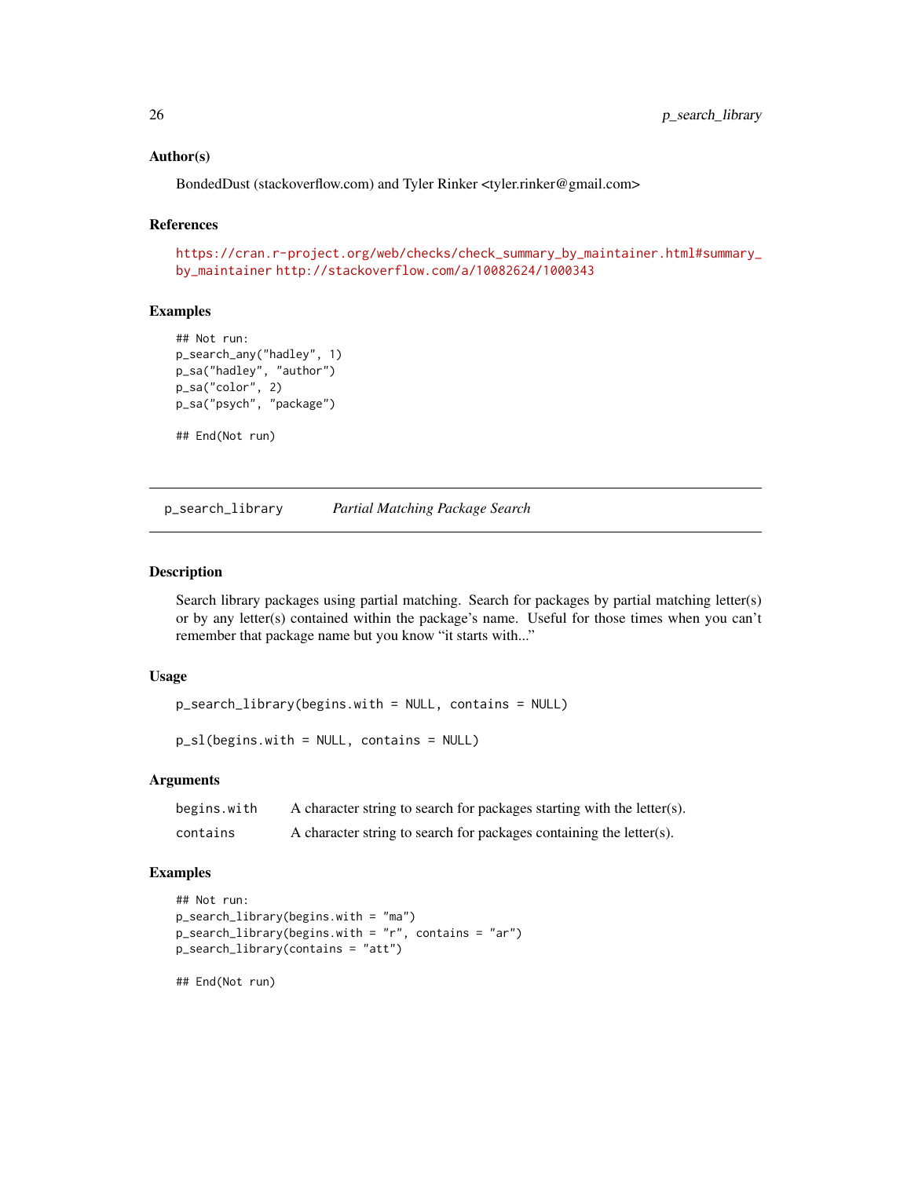### Author(s)

BondedDust (stackoverflow.com) and Tyler Rinker <tyler.rinker@gmail.com>

### References

https://cran.r-project.org/web/checks/check_summary_by_maintainer.html#summary_by_maintainer http://stackoverflow.com/a/10082624/1000343

### Examples

```
## Not run:
p_search_any("hadley", 1)
p_sa("hadley", "author")
p_sa("color", 2)
p_sa("psych", "package")

## End(Not run)
```

---

## p_search_library — *Partial Matching Package Search*

---

### Description

Search library packages using partial matching. Search for packages by partial matching letter(s) or by any letter(s) contained within the package's name. Useful for those times when you can't remember that package name but you know "it starts with..."

### Usage

```
p_search_library(begins.with = NULL, contains = NULL)

p_sl(begins.with = NULL, contains = NULL)
```

### Arguments

| | |
|---|---|
| `begins.with` | A character string to search for packages starting with the letter(s). |
| `contains` | A character string to search for packages containing the letter(s). |

### Examples

```
## Not run:
p_search_library(begins.with = "ma")
p_search_library(begins.with = "r", contains = "ar")
p_search_library(contains = "att")

## End(Not run)
```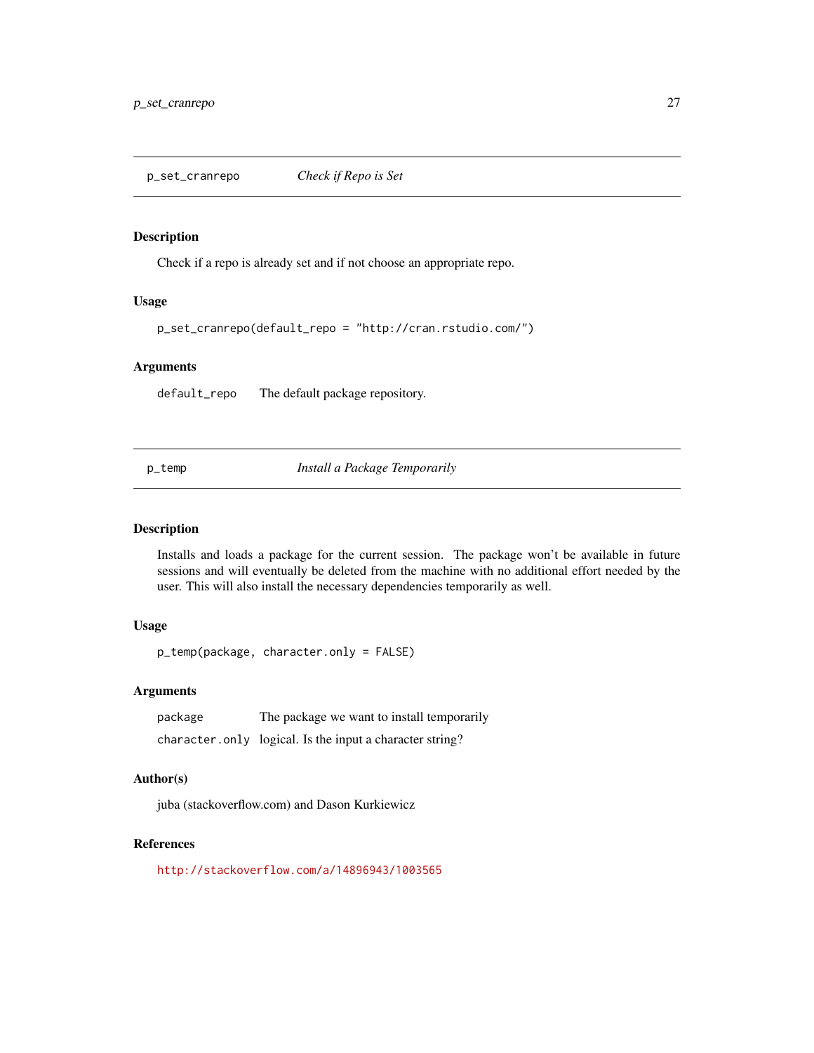## p_set_cranrepo — *Check if Repo is Set*

### Description

Check if a repo is already set and if not choose an appropriate repo.

### Usage

```
p_set_cranrepo(default_repo = "http://cran.rstudio.com/")
```

### Arguments

| | |
|---|---|
| default_repo | The default package repository. |

## p_temp — *Install a Package Temporarily*

### Description

Installs and loads a package for the current session. The package won't be available in future sessions and will eventually be deleted from the machine with no additional effort needed by the user. This will also install the necessary dependencies temporarily as well.

### Usage

```
p_temp(package, character.only = FALSE)
```

### Arguments

| | |
|---|---|
| package | The package we want to install temporarily |
| character.only | logical. Is the input a character string? |

### Author(s)

juba (stackoverflow.com) and Dason Kurkiewicz

### References

http://stackoverflow.com/a/14896943/1003565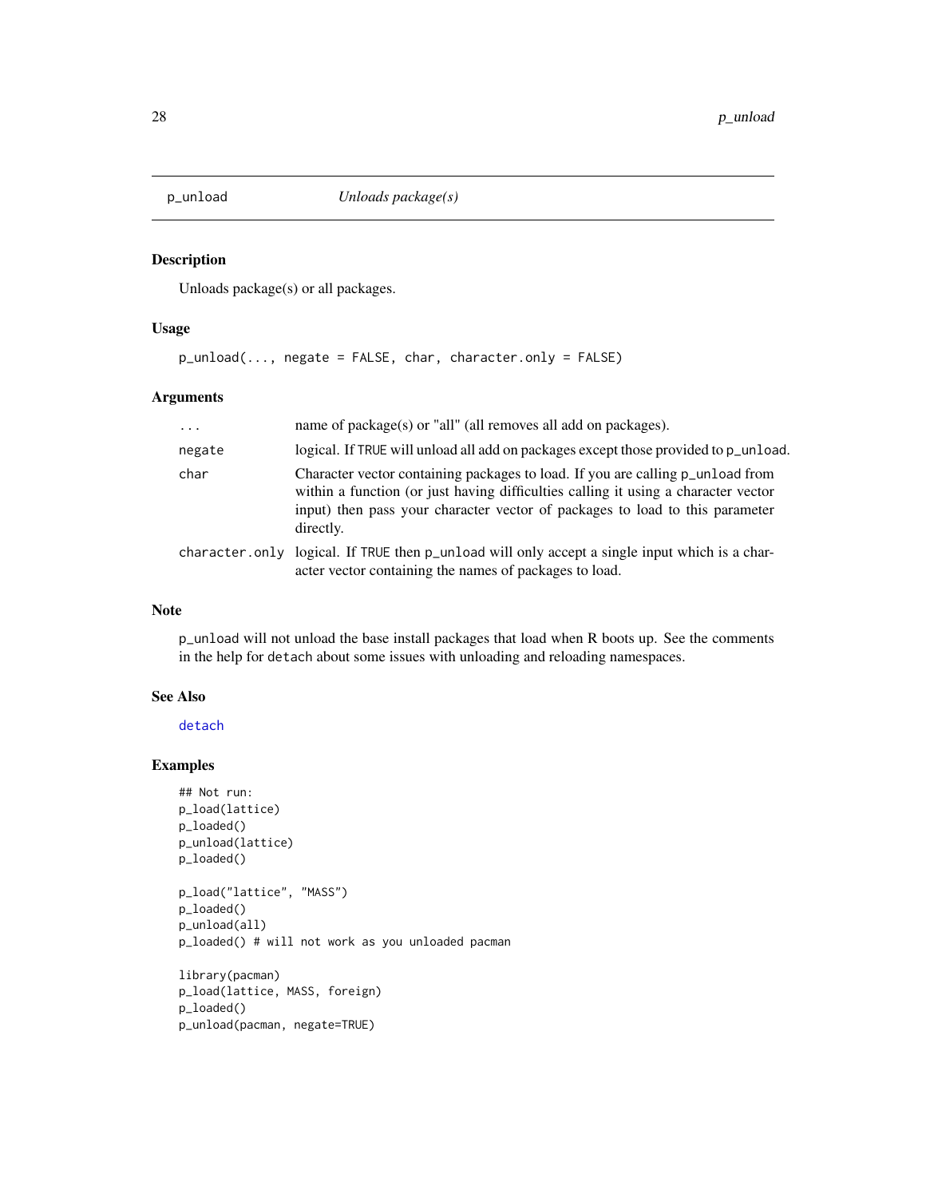## p_unload — *Unloads package(s)*

### Description

Unloads package(s) or all packages.

### Usage

```
p_unload(..., negate = FALSE, char, character.only = FALSE)
```

### Arguments

| | |
|---|---|
| `...` | name of package(s) or "all" (all removes all add on packages). |
| `negate` | logical. If `TRUE` will unload all add on packages except those provided to `p_unload`. |
| `char` | Character vector containing packages to load. If you are calling `p_unload` from within a function (or just having difficulties calling it using a character vector input) then pass your character vector of packages to load to this parameter directly. |
| `character.only` | logical. If `TRUE` then `p_unload` will only accept a single input which is a character vector containing the names of packages to load. |

### Note

`p_unload` will not unload the base install packages that load when R boots up. See the comments in the help for `detach` about some issues with unloading and reloading namespaces.

### See Also

`detach`

### Examples

```
## Not run:
p_load(lattice)
p_loaded()
p_unload(lattice)
p_loaded()

p_load("lattice", "MASS")
p_loaded()
p_unload(all)
p_loaded() # will not work as you unloaded pacman

library(pacman)
p_load(lattice, MASS, foreign)
p_loaded()
p_unload(pacman, negate=TRUE)
```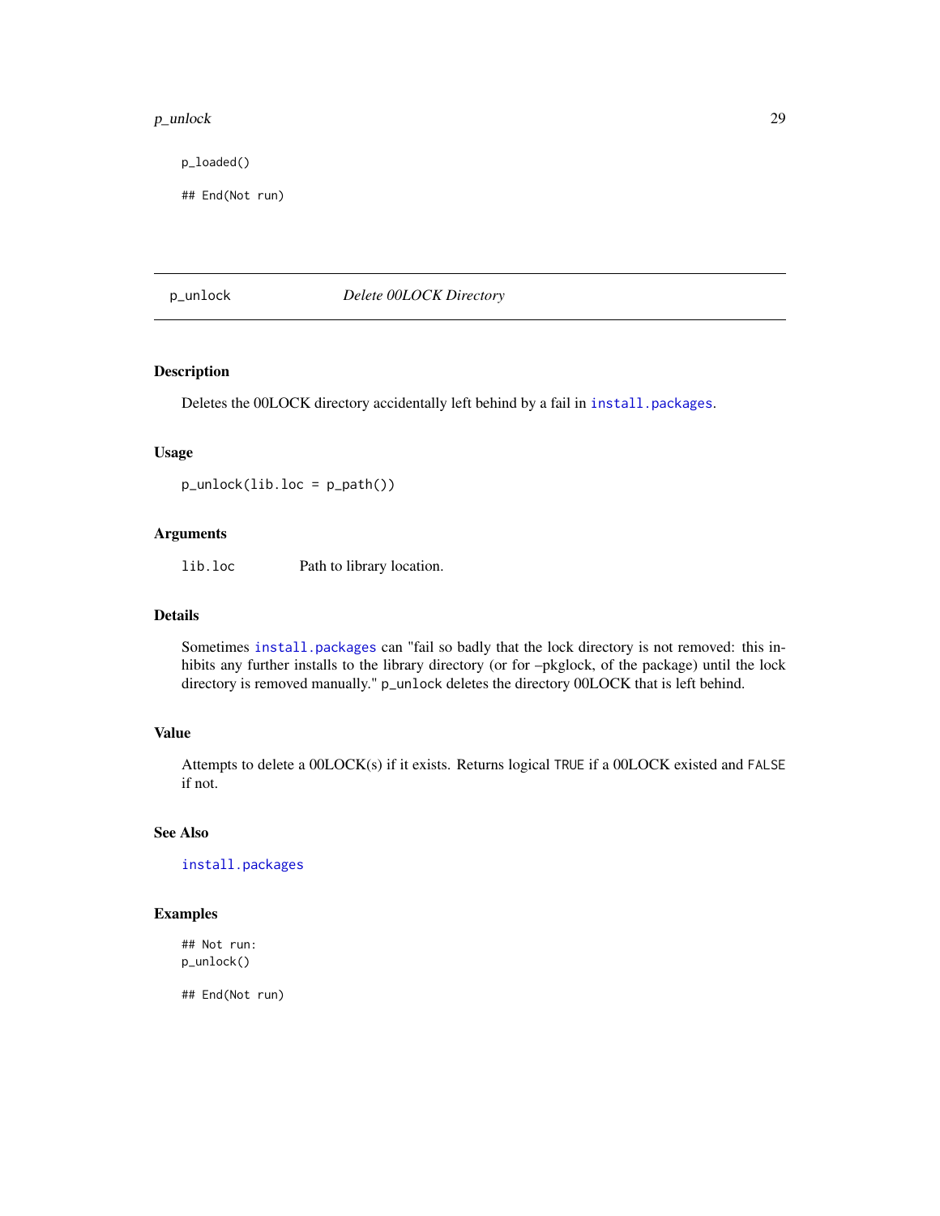```
p_loaded()

## End(Not run)
```

## p_unlock *Delete 00LOCK Directory*

### Description

Deletes the 00LOCK directory accidentally left behind by a fail in `install.packages`.

### Usage

```
p_unlock(lib.loc = p_path())
```

### Arguments

| | |
|---|---|
| `lib.loc` | Path to library location. |

### Details

Sometimes `install.packages` can "fail so badly that the lock directory is not removed: this inhibits any further installs to the library directory (or for –pkglock, of the package) until the lock directory is removed manually." `p_unlock` deletes the directory 00LOCK that is left behind.

### Value

Attempts to delete a 00LOCK(s) if it exists. Returns logical `TRUE` if a 00LOCK existed and `FALSE` if not.

### See Also

`install.packages`

### Examples

```
## Not run:
p_unlock()

## End(Not run)
```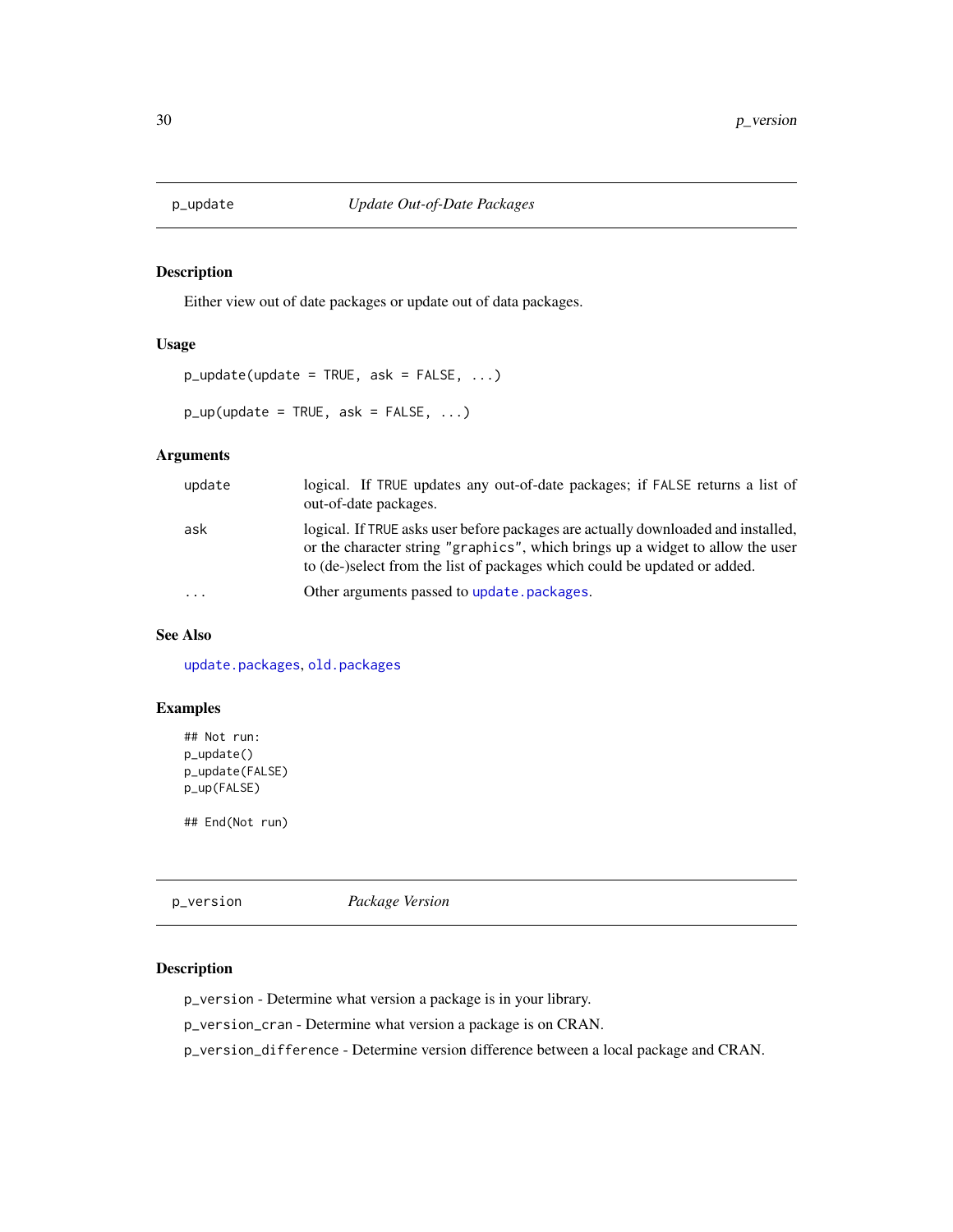## p_update *Update Out-of-Date Packages*

### Description

Either view out of date packages or update out of data packages.

### Usage

```
p_update(update = TRUE, ask = FALSE, ...)

p_up(update = TRUE, ask = FALSE, ...)
```

### Arguments

| | |
|---|---|
| update | logical. If TRUE updates any out-of-date packages; if FALSE returns a list of out-of-date packages. |
| ask | logical. If TRUE asks user before packages are actually downloaded and installed, or the character string "graphics", which brings up a widget to allow the user to (de-)select from the list of packages which could be updated or added. |
| ... | Other arguments passed to update.packages. |

### See Also

update.packages, old.packages

### Examples

```
## Not run:
p_update()
p_update(FALSE)
p_up(FALSE)

## End(Not run)
```

## p_version *Package Version*

### Description

p_version - Determine what version a package is in your library.

p_version_cran - Determine what version a package is on CRAN.

p_version_difference - Determine version difference between a local package and CRAN.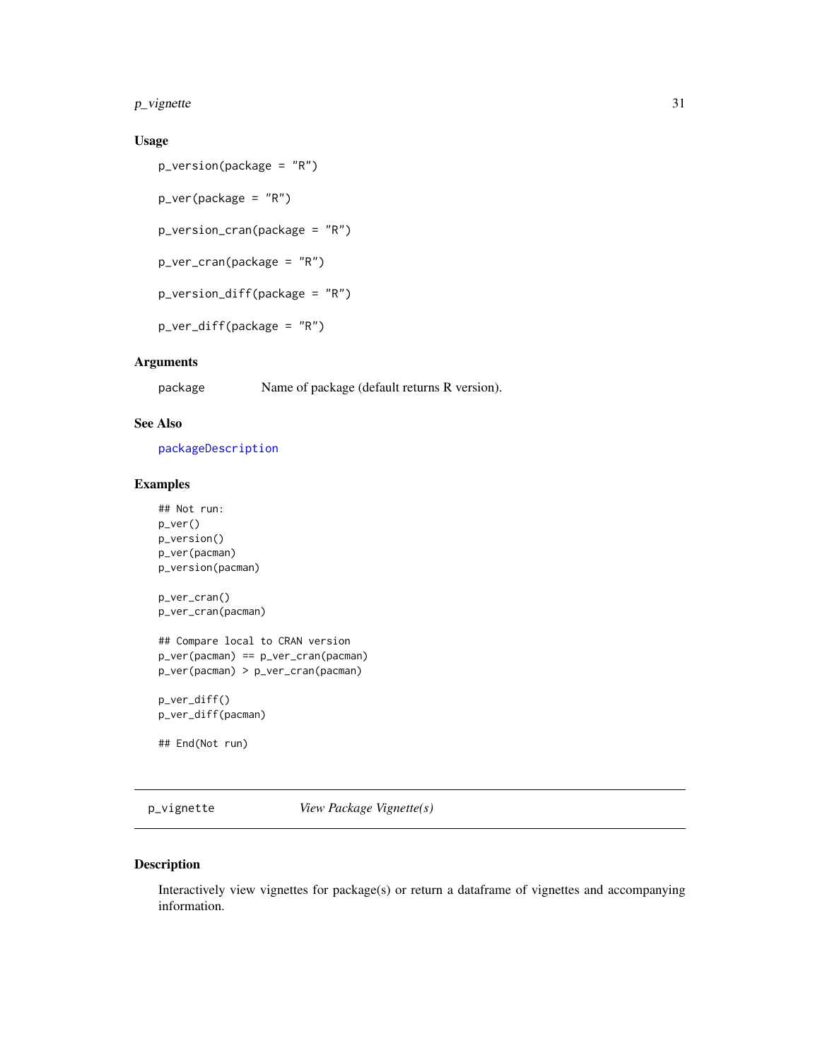### Usage

```
p_version(package = "R")

p_ver(package = "R")

p_version_cran(package = "R")

p_ver_cran(package = "R")

p_version_diff(package = "R")

p_ver_diff(package = "R")
```

### Arguments

| | |
|---|---|
| package | Name of package (default returns R version). |

### See Also

packageDescription

### Examples

```
## Not run:
p_ver()
p_version()
p_ver(pacman)
p_version(pacman)

p_ver_cran()
p_ver_cran(pacman)

## Compare local to CRAN version
p_ver(pacman) == p_ver_cran(pacman)
p_ver(pacman) > p_ver_cran(pacman)

p_ver_diff()
p_ver_diff(pacman)

## End(Not run)
```

---

## p_vignette *View Package Vignette(s)*

---

### Description

Interactively view vignettes for package(s) or return a dataframe of vignettes and accompanying information.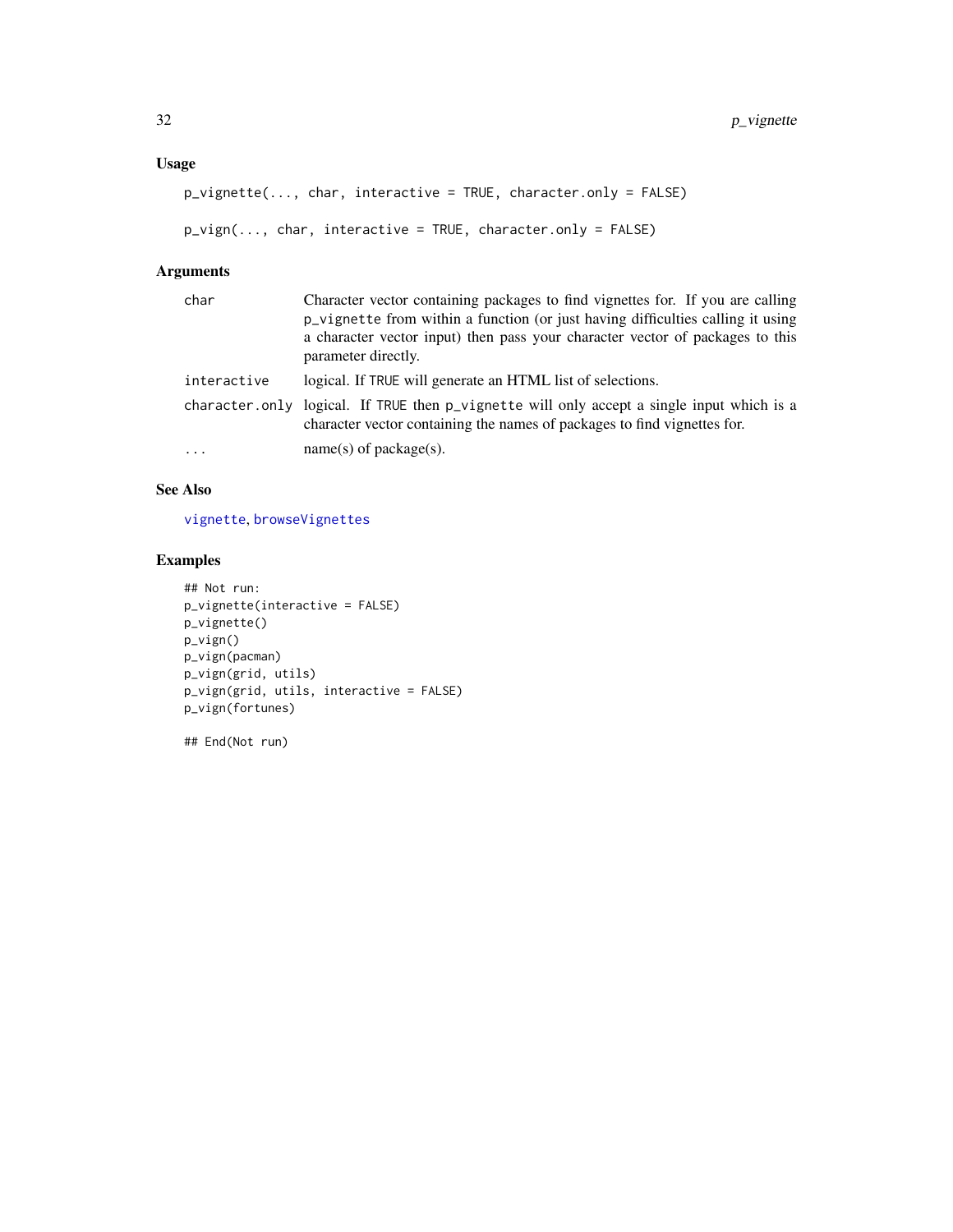### Usage

```
p_vignette(..., char, interactive = TRUE, character.only = FALSE)

p_vign(..., char, interactive = TRUE, character.only = FALSE)
```

### Arguments

| | |
|---|---|
| `char` | Character vector containing packages to find vignettes for. If you are calling `p_vignette` from within a function (or just having difficulties calling it using a character vector input) then pass your character vector of packages to this parameter directly. |
| `interactive` | logical. If `TRUE` will generate an HTML list of selections. |
| `character.only` | logical. If `TRUE` then `p_vignette` will only accept a single input which is a character vector containing the names of packages to find vignettes for. |
| `...` | name(s) of package(s). |

### See Also

`vignette`, `browseVignettes`

### Examples

```
## Not run:
p_vignette(interactive = FALSE)
p_vignette()
p_vign()
p_vign(pacman)
p_vign(grid, utils)
p_vign(grid, utils, interactive = FALSE)
p_vign(fortunes)

## End(Not run)
```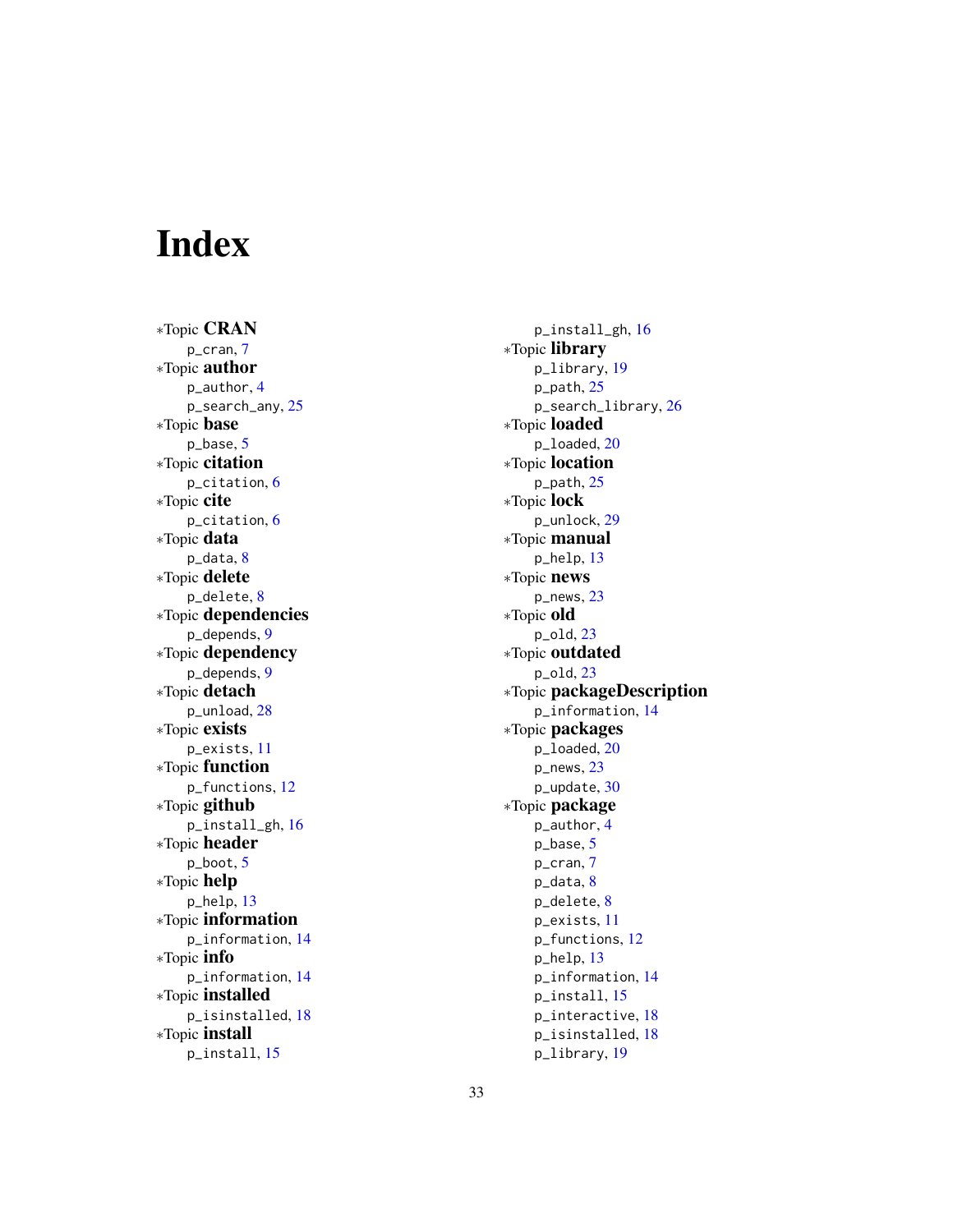# Index

*Topic **CRAN**
  p_cran, 7
*Topic **author**
  p_author, 4
  p_search_any, 25
*Topic **base**
  p_base, 5
*Topic **citation**
  p_citation, 6
*Topic **cite**
  p_citation, 6
*Topic **data**
  p_data, 8
*Topic **delete**
  p_delete, 8
*Topic **dependencies**
  p_depends, 9
*Topic **dependency**
  p_depends, 9
*Topic **detach**
  p_unload, 28
*Topic **exists**
  p_exists, 11
*Topic **function**
  p_functions, 12
*Topic **github**
  p_install_gh, 16
*Topic **header**
  p_boot, 5
*Topic **help**
  p_help, 13
*Topic **information**
  p_information, 14
*Topic **info**
  p_information, 14
*Topic **installed**
  p_isinstalled, 18
*Topic **install**
  p_install, 15
  p_install_gh, 16
*Topic **library**
  p_library, 19
  p_path, 25
  p_search_library, 26
*Topic **loaded**
  p_loaded, 20
*Topic **location**
  p_path, 25
*Topic **lock**
  p_unlock, 29
*Topic **manual**
  p_help, 13
*Topic **news**
  p_news, 23
*Topic **old**
  p_old, 23
*Topic **outdated**
  p_old, 23
*Topic **packageDescription**
  p_information, 14
*Topic **packages**
  p_loaded, 20
  p_news, 23
  p_update, 30
*Topic **package**
  p_author, 4
  p_base, 5
  p_cran, 7
  p_data, 8
  p_delete, 8
  p_exists, 11
  p_functions, 12
  p_help, 13
  p_information, 14
  p_install, 15
  p_interactive, 18
  p_isinstalled, 18
  p_library, 19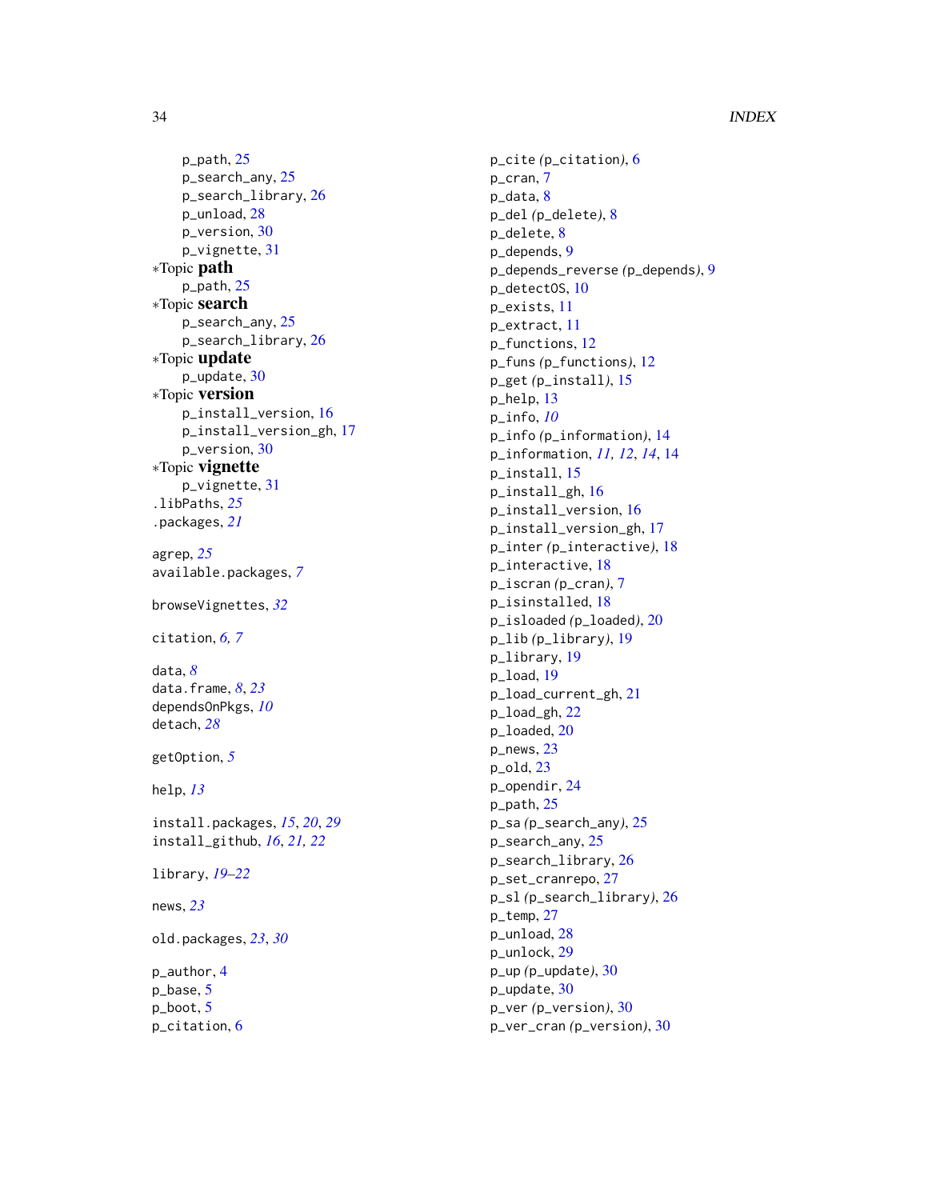p_path, 25
p_search_any, 25
p_search_library, 26
p_unload, 28
p_version, 30
p_vignette, 31

∗Topic **path**
p_path, 25

∗Topic **search**
p_search_any, 25
p_search_library, 26

∗Topic **update**
p_update, 30

∗Topic **version**
p_install_version, 16
p_install_version_gh, 17
p_version, 30

∗Topic **vignette**
p_vignette, 31

.libPaths, *25*
.packages, *21*

agrep, *25*
available.packages, *7*

browseVignettes, *32*

citation, *6, 7*

data, *8*
data.frame, *8*, *23*
dependsOnPkgs, *10*
detach, *28*

getOption, *5*

help, *13*

install.packages, *15*, *20*, *29*
install_github, *16*, *21, 22*

library, *19–22*

news, *23*

old.packages, *23*, *30*

p_author, 4
p_base, 5
p_boot, 5
p_citation, 6
p_cite *(*p_citation*)*, 6
p_cran, 7
p_data, 8
p_del *(*p_delete*)*, 8
p_delete, 8
p_depends, 9
p_depends_reverse *(*p_depends*)*, 9
p_detectOS, 10
p_exists, 11
p_extract, 11
p_functions, 12
p_funs *(*p_functions*)*, 12
p_get *(*p_install*)*, 15
p_help, 13
p_info, *10*
p_info *(*p_information*)*, 14
p_information, *11, 12*, *14*, 14
p_install, 15
p_install_gh, 16
p_install_version, 16
p_install_version_gh, 17
p_inter *(*p_interactive*)*, 18
p_interactive, 18
p_iscran *(*p_cran*)*, 7
p_isinstalled, 18
p_isloaded *(*p_loaded*)*, 20
p_lib *(*p_library*)*, 19
p_library, 19
p_load, 19
p_load_current_gh, 21
p_load_gh, 22
p_loaded, 20
p_news, 23
p_old, 23
p_opendir, 24
p_path, 25
p_sa *(*p_search_any*)*, 25
p_search_any, 25
p_search_library, 26
p_set_cranrepo, 27
p_sl *(*p_search_library*)*, 26
p_temp, 27
p_unload, 28
p_unlock, 29
p_up *(*p_update*)*, 30
p_update, 30
p_ver *(*p_version*)*, 30
p_ver_cran *(*p_version*)*, 30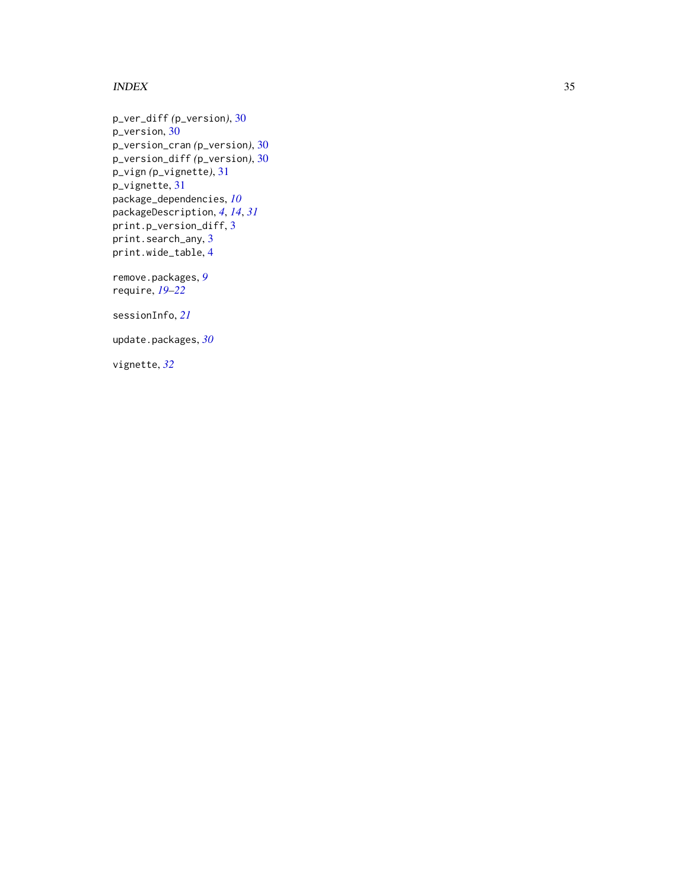p_ver_diff *(*p_version*)*, 30
p_version, 30
p_version_cran *(*p_version*)*, 30
p_version_diff *(*p_version*)*, 30
p_vign *(*p_vignette*)*, 31
p_vignette, 31
package_dependencies, *10*
packageDescription, *4*, *14*, *31*
print.p_version_diff, 3
print.search_any, 3
print.wide_table, 4

remove.packages, *9*
require, *19–22*

sessionInfo, *21*

update.packages, *30*

vignette, *32*